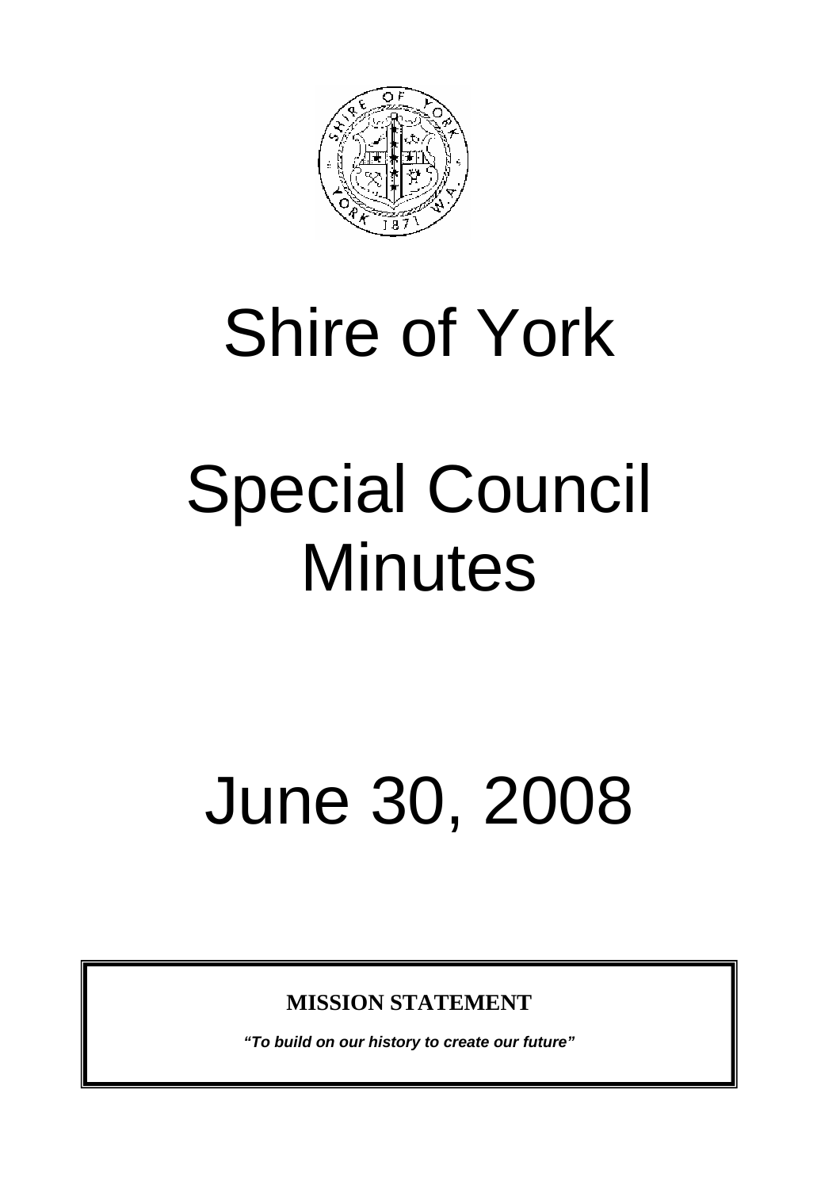# Shire of York

# Special Council Minutes

# June 30, 2008

**MISSION STATEMENT**

***"To build on our history to create our future"***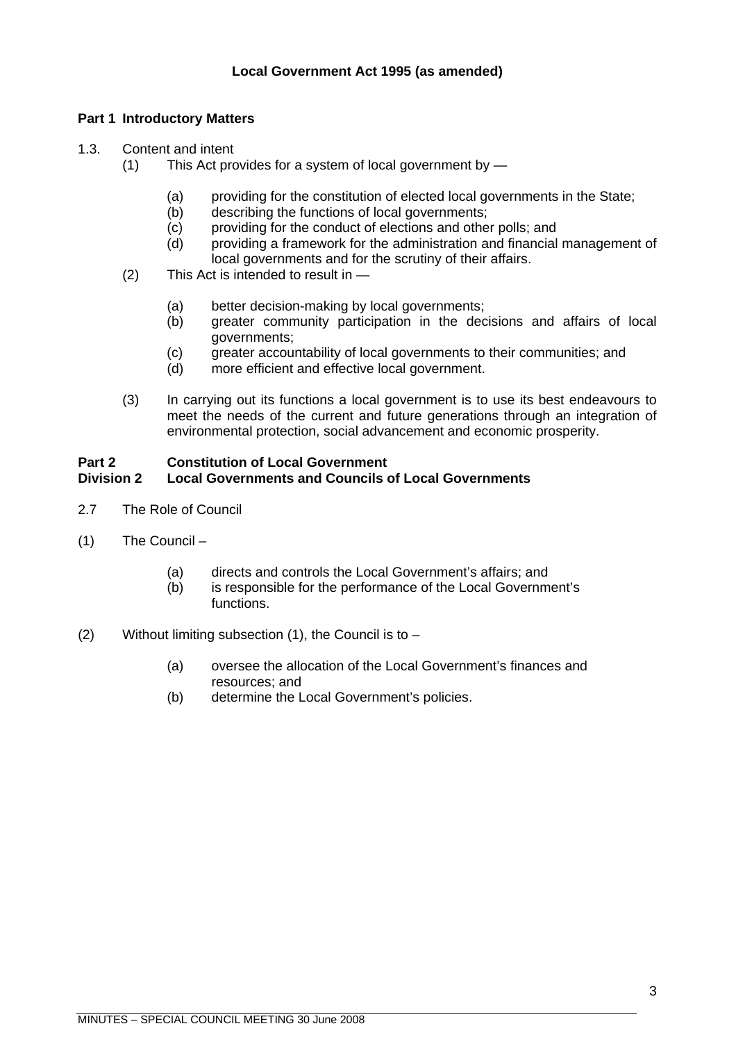**Local Government Act 1995 (as amended)**

**Part 1 Introductory Matters**

1.3. Content and intent

(1) This Act provides for a system of local government by —

- (a) providing for the constitution of elected local governments in the State;
- (b) describing the functions of local governments;
- (c) providing for the conduct of elections and other polls; and
- (d) providing a framework for the administration and financial management of local governments and for the scrutiny of their affairs.

(2) This Act is intended to result in —

- (a) better decision-making by local governments;
- (b) greater community participation in the decisions and affairs of local governments;
- (c) greater accountability of local governments to their communities; and
- (d) more efficient and effective local government.

(3) In carrying out its functions a local government is to use its best endeavours to meet the needs of the current and future generations through an integration of environmental protection, social advancement and economic prosperity.

**Part 2 Constitution of Local Government**
**Division 2 Local Governments and Councils of Local Governments**

2.7 The Role of Council

(1) The Council –

- (a) directs and controls the Local Government's affairs; and
- (b) is responsible for the performance of the Local Government's functions.

(2) Without limiting subsection (1), the Council is to –

- (a) oversee the allocation of the Local Government's finances and resources; and
- (b) determine the Local Government's policies.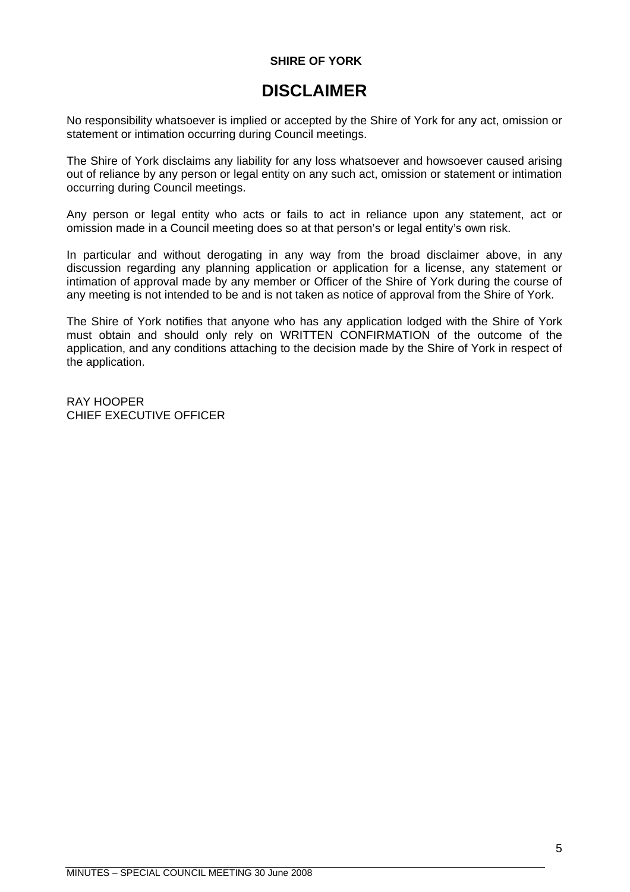**SHIRE OF YORK**

# DISCLAIMER

No responsibility whatsoever is implied or accepted by the Shire of York for any act, omission or statement or intimation occurring during Council meetings.

The Shire of York disclaims any liability for any loss whatsoever and howsoever caused arising out of reliance by any person or legal entity on any such act, omission or statement or intimation occurring during Council meetings.

Any person or legal entity who acts or fails to act in reliance upon any statement, act or omission made in a Council meeting does so at that person's or legal entity's own risk.

In particular and without derogating in any way from the broad disclaimer above, in any discussion regarding any planning application or application for a license, any statement or intimation of approval made by any member or Officer of the Shire of York during the course of any meeting is not intended to be and is not taken as notice of approval from the Shire of York.

The Shire of York notifies that anyone who has any application lodged with the Shire of York must obtain and should only rely on WRITTEN CONFIRMATION of the outcome of the application, and any conditions attaching to the decision made by the Shire of York in respect of the application.

RAY HOOPER
CHIEF EXECUTIVE OFFICER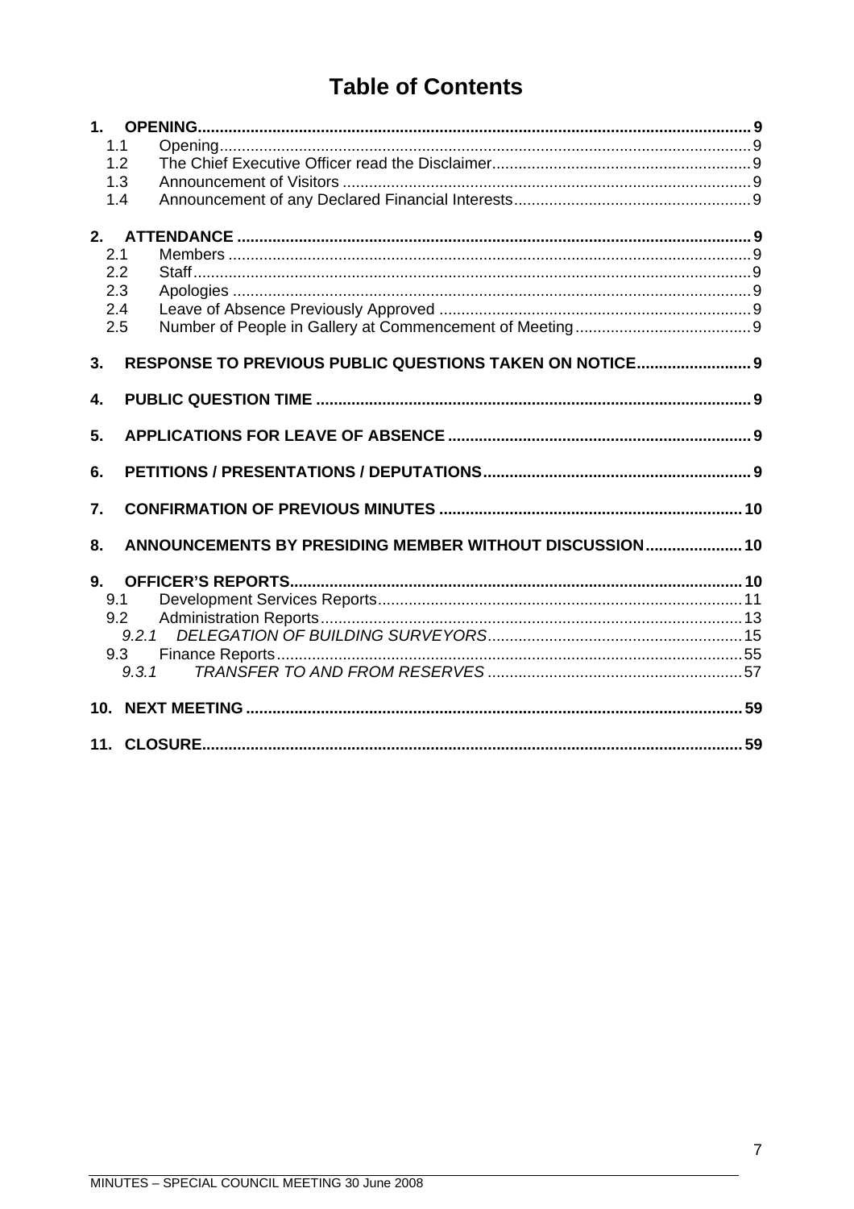# Table of Contents

**1. OPENING** .......... 9
- 1.1 Opening .......... 9
- 1.2 The Chief Executive Officer read the Disclaimer .......... 9
- 1.3 Announcement of Visitors .......... 9
- 1.4 Announcement of any Declared Financial Interests .......... 9

**2. ATTENDANCE** .......... 9
- 2.1 Members .......... 9
- 2.2 Staff .......... 9
- 2.3 Apologies .......... 9
- 2.4 Leave of Absence Previously Approved .......... 9
- 2.5 Number of People in Gallery at Commencement of Meeting .......... 9

**3. RESPONSE TO PREVIOUS PUBLIC QUESTIONS TAKEN ON NOTICE** .......... 9

**4. PUBLIC QUESTION TIME** .......... 9

**5. APPLICATIONS FOR LEAVE OF ABSENCE** .......... 9

**6. PETITIONS / PRESENTATIONS / DEPUTATIONS** .......... 9

**7. CONFIRMATION OF PREVIOUS MINUTES** .......... 10

**8. ANNOUNCEMENTS BY PRESIDING MEMBER WITHOUT DISCUSSION** .......... 10

**9. OFFICER'S REPORTS** .......... 10
- 9.1 Development Services Reports .......... 11
- 9.2 Administration Reports .......... 13
  - *9.2.1 DELEGATION OF BUILDING SURVEYORS* .......... 15
- 9.3 Finance Reports .......... 55
  - *9.3.1 TRANSFER TO AND FROM RESERVES* .......... 57

**10. NEXT MEETING** .......... 59

**11. CLOSURE** .......... 59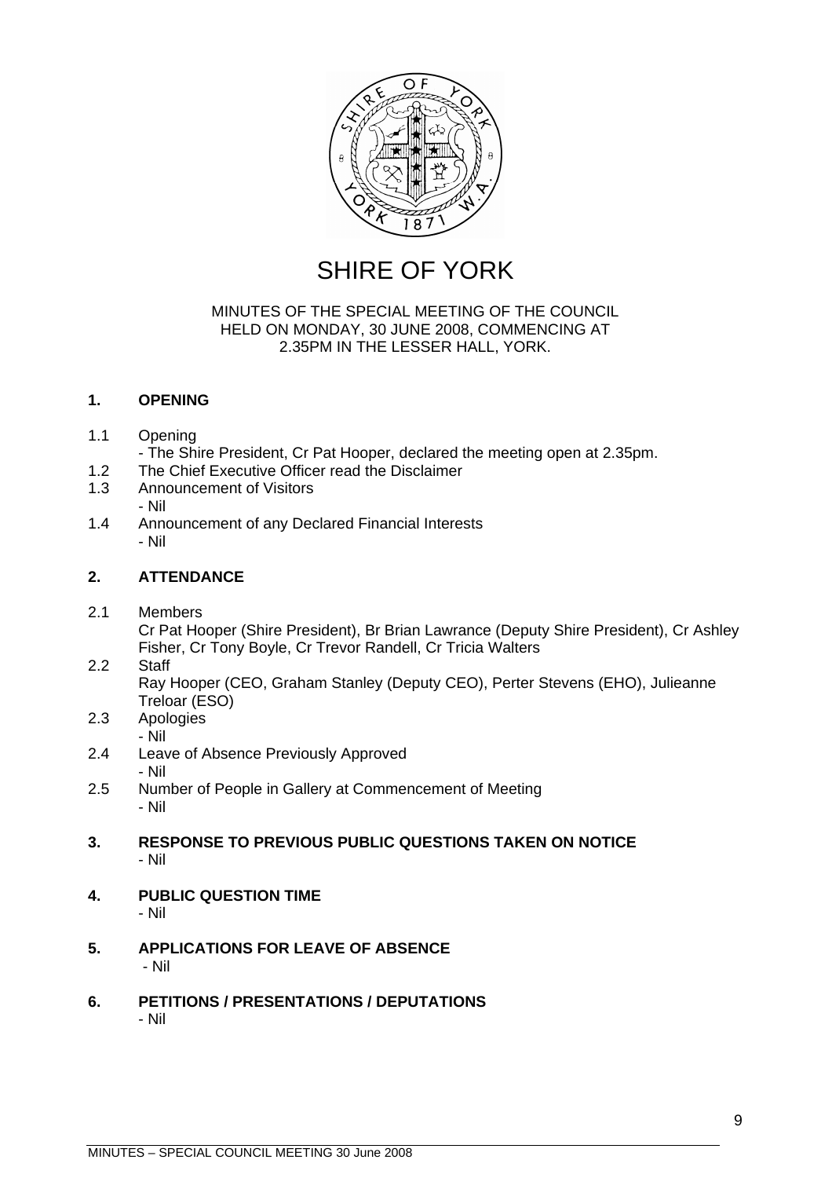# SHIRE OF YORK

MINUTES OF THE SPECIAL MEETING OF THE COUNCIL
HELD ON MONDAY, 30 JUNE 2008, COMMENCING AT
2.35PM IN THE LESSER HALL, YORK.

## 1. OPENING

1.1 Opening
- The Shire President, Cr Pat Hooper, declared the meeting open at 2.35pm.

1.2 The Chief Executive Officer read the Disclaimer

1.3 Announcement of Visitors
- Nil

1.4 Announcement of any Declared Financial Interests
- Nil

## 2. ATTENDANCE

2.1 Members
Cr Pat Hooper (Shire President), Br Brian Lawrance (Deputy Shire President), Cr Ashley Fisher, Cr Tony Boyle, Cr Trevor Randell, Cr Tricia Walters

2.2 Staff
Ray Hooper (CEO, Graham Stanley (Deputy CEO), Perter Stevens (EHO), Julieanne Treloar (ESO)

2.3 Apologies
- Nil

2.4 Leave of Absence Previously Approved
- Nil

2.5 Number of People in Gallery at Commencement of Meeting
- Nil

## 3. RESPONSE TO PREVIOUS PUBLIC QUESTIONS TAKEN ON NOTICE
- Nil

## 4. PUBLIC QUESTION TIME
- Nil

## 5. APPLICATIONS FOR LEAVE OF ABSENCE
- Nil

## 6. PETITIONS / PRESENTATIONS / DEPUTATIONS
- Nil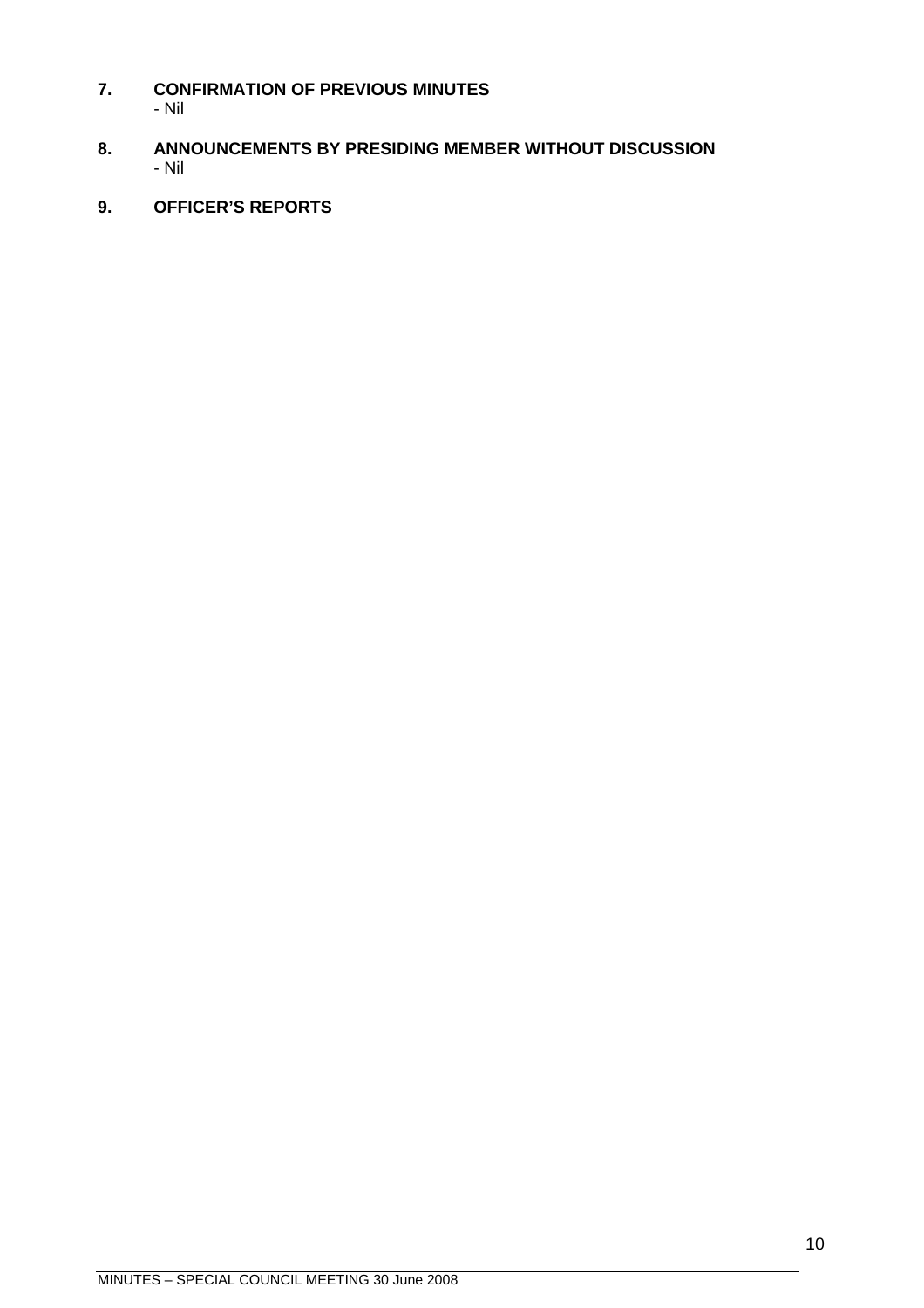## 7. CONFIRMATION OF PREVIOUS MINUTES

- Nil

## 8. ANNOUNCEMENTS BY PRESIDING MEMBER WITHOUT DISCUSSION

- Nil

## 9. OFFICER'S REPORTS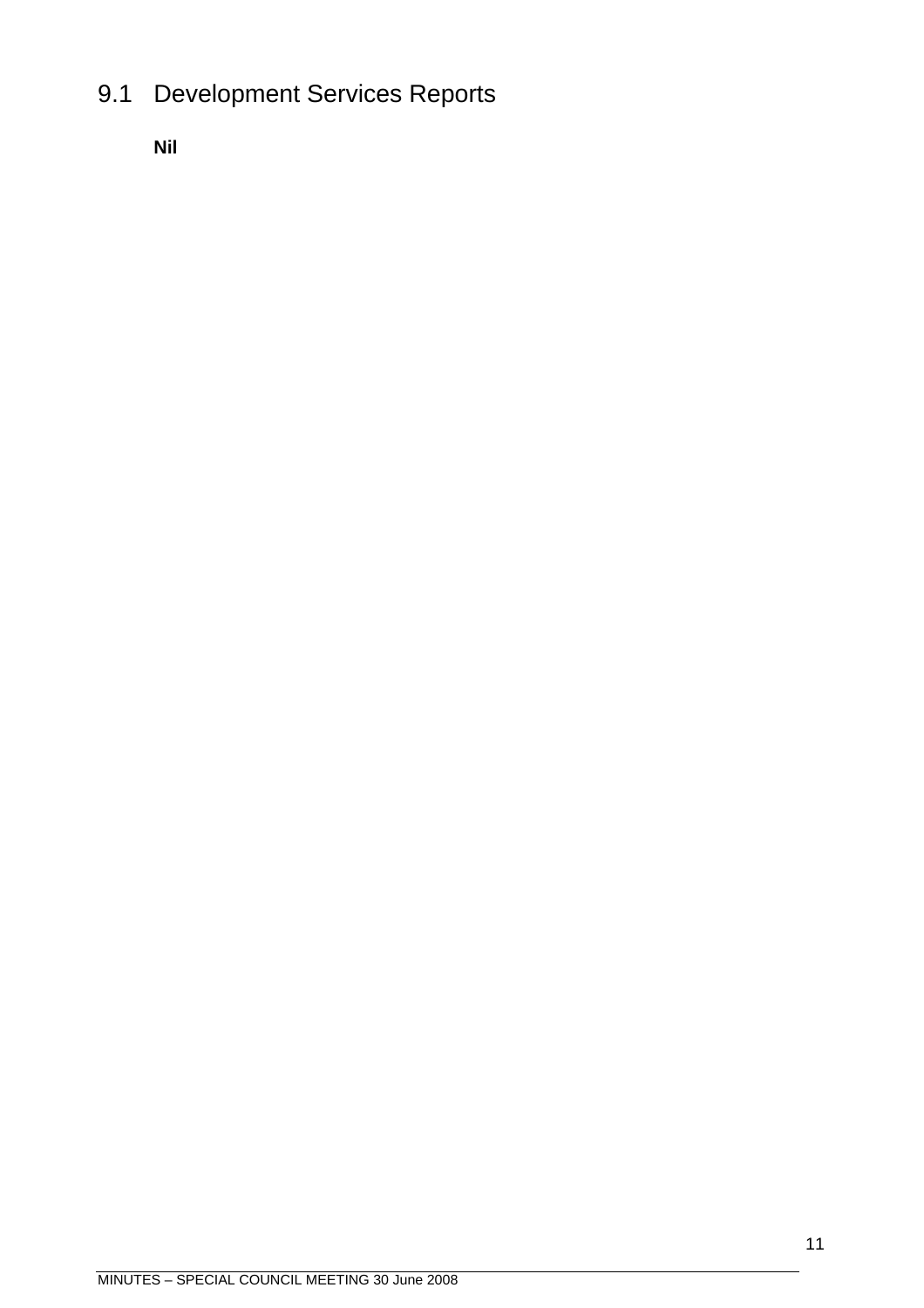## 9.1 Development Services Reports

**Nil**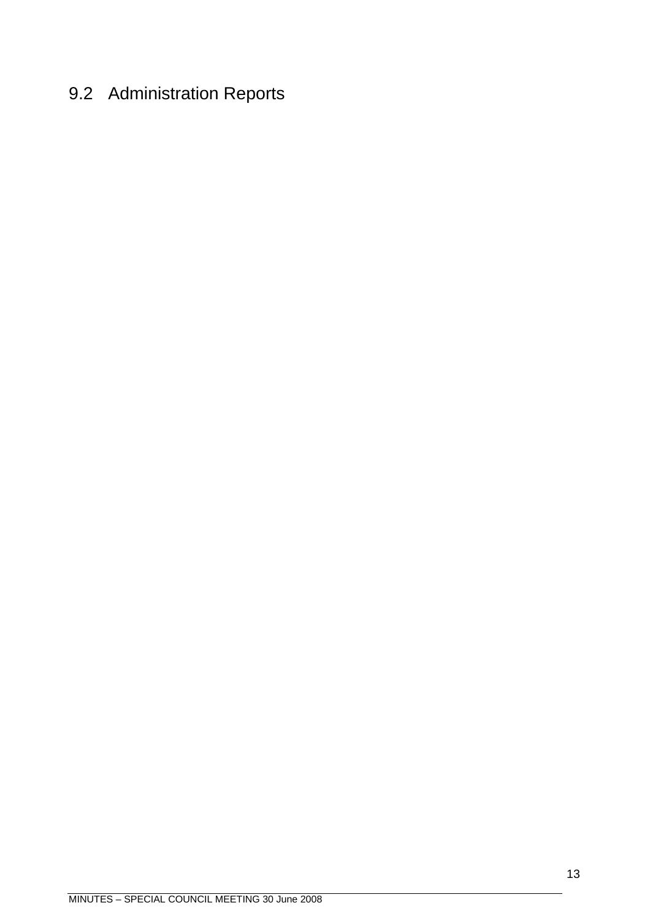## 9.2 Administration Reports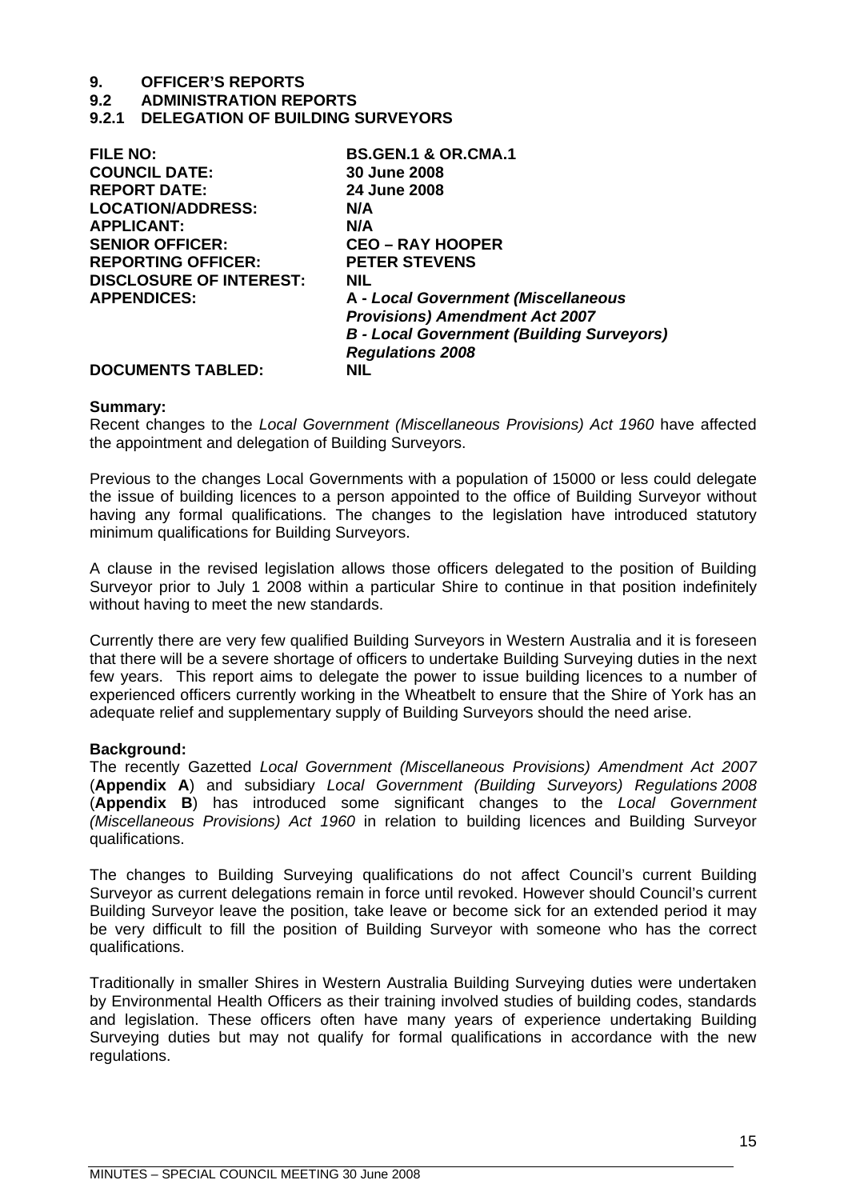# 9. OFFICER'S REPORTS

## 9.2 ADMINISTRATION REPORTS

### 9.2.1 DELEGATION OF BUILDING SURVEYORS

| | |
|---|---|
| **FILE NO:** | **BS.GEN.1 & OR.CMA.1** |
| **COUNCIL DATE:** | **30 June 2008** |
| **REPORT DATE:** | **24 June 2008** |
| **LOCATION/ADDRESS:** | **N/A** |
| **APPLICANT:** | **N/A** |
| **SENIOR OFFICER:** | **CEO – RAY HOOPER** |
| **REPORTING OFFICER:** | **PETER STEVENS** |
| **DISCLOSURE OF INTEREST:** | **NIL** |
| **APPENDICES:** | **A - *Local Government (Miscellaneous Provisions) Amendment Act 2007*** <br> ***B - Local Government (Building Surveyors) Regulations 2008*** |
| **DOCUMENTS TABLED:** | **NIL** |

**Summary:**

Recent changes to the *Local Government (Miscellaneous Provisions) Act 1960* have affected the appointment and delegation of Building Surveyors.

Previous to the changes Local Governments with a population of 15000 or less could delegate the issue of building licences to a person appointed to the office of Building Surveyor without having any formal qualifications. The changes to the legislation have introduced statutory minimum qualifications for Building Surveyors.

A clause in the revised legislation allows those officers delegated to the position of Building Surveyor prior to July 1 2008 within a particular Shire to continue in that position indefinitely without having to meet the new standards.

Currently there are very few qualified Building Surveyors in Western Australia and it is foreseen that there will be a severe shortage of officers to undertake Building Surveying duties in the next few years. This report aims to delegate the power to issue building licences to a number of experienced officers currently working in the Wheatbelt to ensure that the Shire of York has an adequate relief and supplementary supply of Building Surveyors should the need arise.

**Background:**

The recently Gazetted *Local Government (Miscellaneous Provisions) Amendment Act 2007* (**Appendix A**) and subsidiary *Local Government (Building Surveyors) Regulations 2008* (**Appendix B**) has introduced some significant changes to the *Local Government (Miscellaneous Provisions) Act 1960* in relation to building licences and Building Surveyor qualifications.

The changes to Building Surveying qualifications do not affect Council's current Building Surveyor as current delegations remain in force until revoked. However should Council's current Building Surveyor leave the position, take leave or become sick for an extended period it may be very difficult to fill the position of Building Surveyor with someone who has the correct qualifications.

Traditionally in smaller Shires in Western Australia Building Surveying duties were undertaken by Environmental Health Officers as their training involved studies of building codes, standards and legislation. These officers often have many years of experience undertaking Building Surveying duties but may not qualify for formal qualifications in accordance with the new regulations.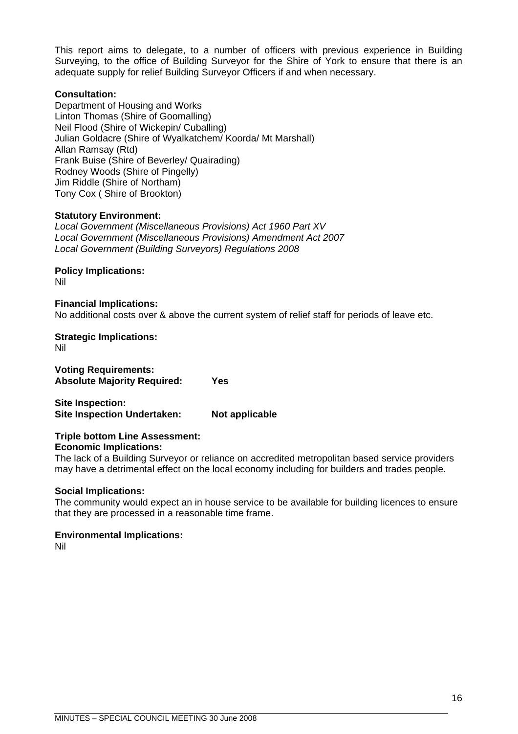This report aims to delegate, to a number of officers with previous experience in Building Surveying, to the office of Building Surveyor for the Shire of York to ensure that there is an adequate supply for relief Building Surveyor Officers if and when necessary.

**Consultation:**
Department of Housing and Works
Linton Thomas (Shire of Goomalling)
Neil Flood (Shire of Wickepin/ Cuballing)
Julian Goldacre (Shire of Wyalkatchem/ Koorda/ Mt Marshall)
Allan Ramsay (Rtd)
Frank Buise (Shire of Beverley/ Quairading)
Rodney Woods (Shire of Pingelly)
Jim Riddle (Shire of Northam)
Tony Cox ( Shire of Brookton)

**Statutory Environment:**
*Local Government (Miscellaneous Provisions) Act 1960 Part XV*
*Local Government (Miscellaneous Provisions) Amendment Act 2007*
*Local Government (Building Surveyors) Regulations 2008*

**Policy Implications:**
Nil

**Financial Implications:**
No additional costs over & above the current system of relief staff for periods of leave etc.

**Strategic Implications:**
Nil

**Voting Requirements:**
**Absolute Majority Required: Yes**

**Site Inspection:**
**Site Inspection Undertaken: Not applicable**

**Triple bottom Line Assessment:**
**Economic Implications:**
The lack of a Building Surveyor or reliance on accredited metropolitan based service providers may have a detrimental effect on the local economy including for builders and trades people.

**Social Implications:**
The community would expect an in house service to be available for building licences to ensure that they are processed in a reasonable time frame.

**Environmental Implications:**
Nil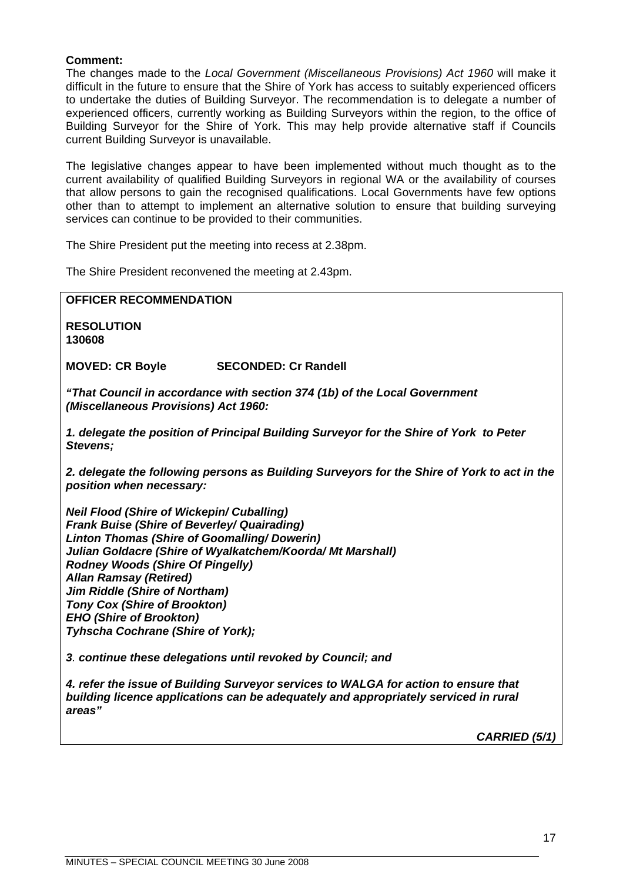**Comment:**
The changes made to the *Local Government (Miscellaneous Provisions) Act 1960* will make it difficult in the future to ensure that the Shire of York has access to suitably experienced officers to undertake the duties of Building Surveyor. The recommendation is to delegate a number of experienced officers, currently working as Building Surveyors within the region, to the office of Building Surveyor for the Shire of York. This may help provide alternative staff if Councils current Building Surveyor is unavailable.

The legislative changes appear to have been implemented without much thought as to the current availability of qualified Building Surveyors in regional WA or the availability of courses that allow persons to gain the recognised qualifications. Local Governments have few options other than to attempt to implement an alternative solution to ensure that building surveying services can continue to be provided to their communities.

The Shire President put the meeting into recess at 2.38pm.

The Shire President reconvened the meeting at 2.43pm.

**OFFICER RECOMMENDATION**

**RESOLUTION**
**130608**

**MOVED: CR Boyle SECONDED: Cr Randell**

***"That Council in accordance with section 374 (1b) of the Local Government (Miscellaneous Provisions) Act 1960:***

***1. delegate the position of Principal Building Surveyor for the Shire of York to Peter Stevens;***

***2. delegate the following persons as Building Surveyors for the Shire of York to act in the position when necessary:***

***Neil Flood (Shire of Wickepin/ Cuballing)***
***Frank Buise (Shire of Beverley/ Quairading)***
***Linton Thomas (Shire of Goomalling/ Dowerin)***
***Julian Goldacre (Shire of Wyalkatchem/Koorda/ Mt Marshall)***
***Rodney Woods (Shire Of Pingelly)***
***Allan Ramsay (Retired)***
***Jim Riddle (Shire of Northam)***
***Tony Cox (Shire of Brookton)***
***EHO (Shire of Brookton)***
***Tyhscha Cochrane (Shire of York);***

***3. continue these delegations until revoked by Council; and***

***4. refer the issue of Building Surveyor services to WALGA for action to ensure that building licence applications can be adequately and appropriately serviced in rural areas"***

***CARRIED (5/1)***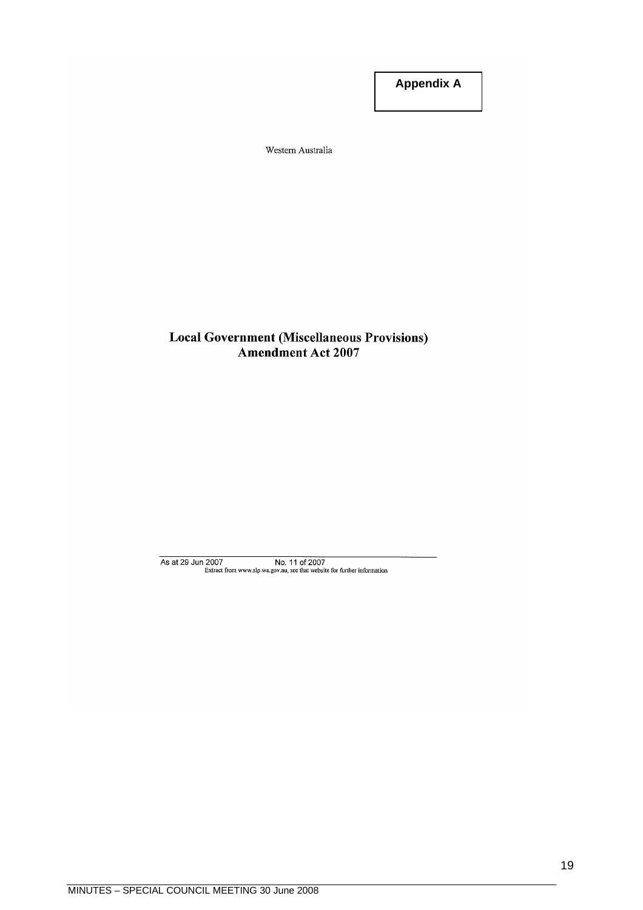**Appendix A**

Western Australia

# Local Government (Miscellaneous Provisions) Amendment Act 2007

As at 29 Jun 2007 No. 11 of 2007

Extract from www.slp.wa.gov.au, see that website for further information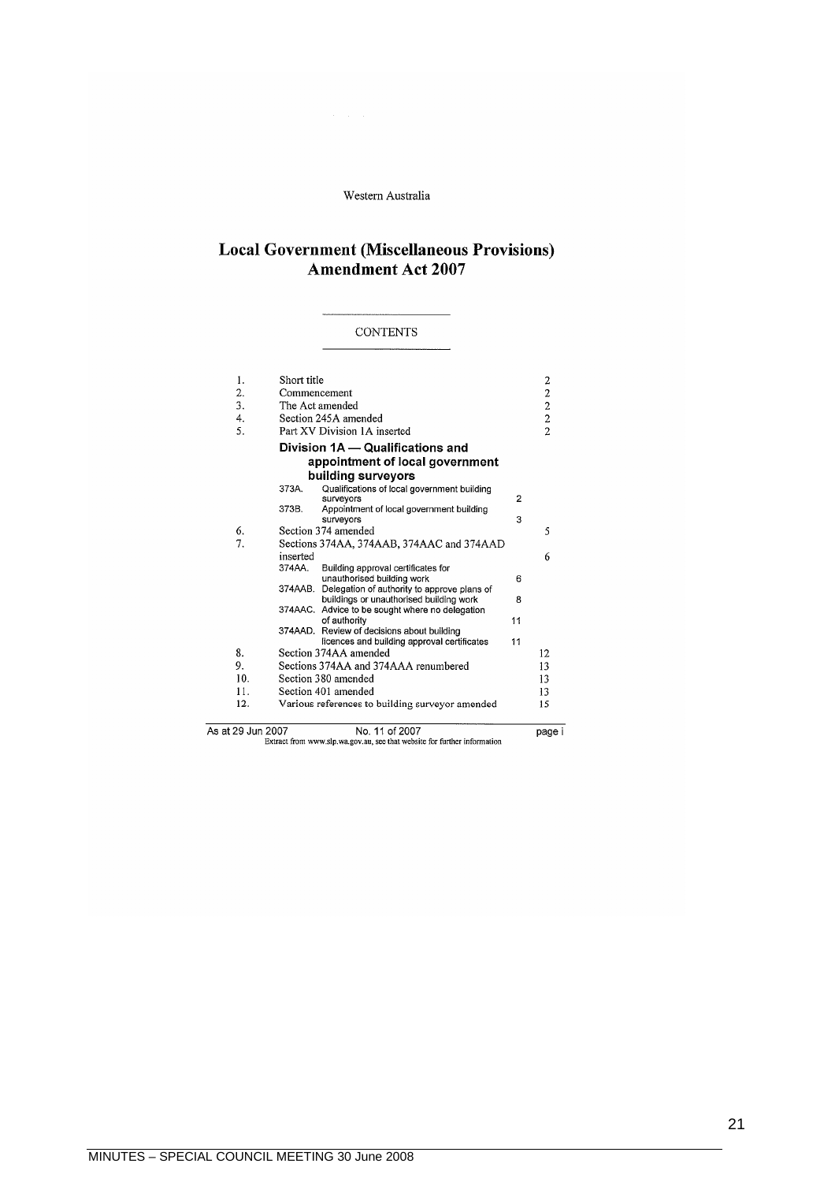Western Australia

# Local Government (Miscellaneous Provisions) Amendment Act 2007

## CONTENTS

| | | |
|---|---|---|
| 1. | Short title | 2 |
| 2. | Commencement | 2 |
| 3. | The Act amended | 2 |
| 4. | Section 245A amended | 2 |
| 5. | Part XV Division 1A inserted | 2 |
| | **Division 1A — Qualifications and appointment of local government building surveyors** | |
| | 373A. Qualifications of local government building surveyors | 2 |
| | 373B. Appointment of local government building surveyors | 3 |
| 6. | Section 374 amended | 5 |
| 7. | Sections 374AA, 374AAB, 374AAC and 374AAD inserted | 6 |
| | 374AA. Building approval certificates for unauthorised building work | 6 |
| | 374AAB. Delegation of authority to approve plans of buildings or unauthorised building work | 8 |
| | 374AAC. Advice to be sought where no delegation of authority | 11 |
| | 374AAD. Review of decisions about building licences and building approval certificates | 11 |
| 8. | Section 374AA amended | 12 |
| 9. | Sections 374AA and 374AAA renumbered | 13 |
| 10. | Section 380 amended | 13 |
| 11. | Section 401 amended | 13 |
| 12. | Various references to building surveyor amended | 15 |

As at 29 Jun 2007 No. 11 of 2007 page i

Extract from www.slp.wa.gov.au, see that website for further information

MINUTES – SPECIAL COUNCIL MEETING 30 June 2008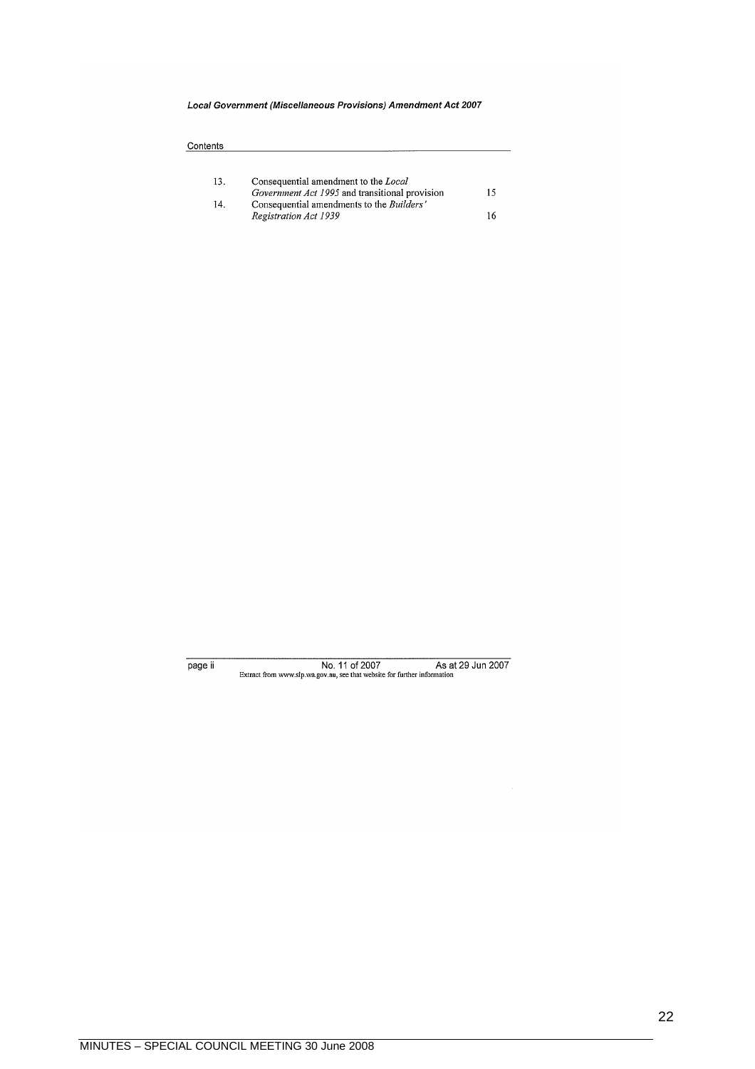*Local Government (Miscellaneous Provisions) Amendment Act 2007*

Contents

| | | |
|---|---|---|
| 13. | Consequential amendment to the *Local Government Act 1995* and transitional provision | 15 |
| 14. | Consequential amendments to the *Builders' Registration Act 1939* | 16 |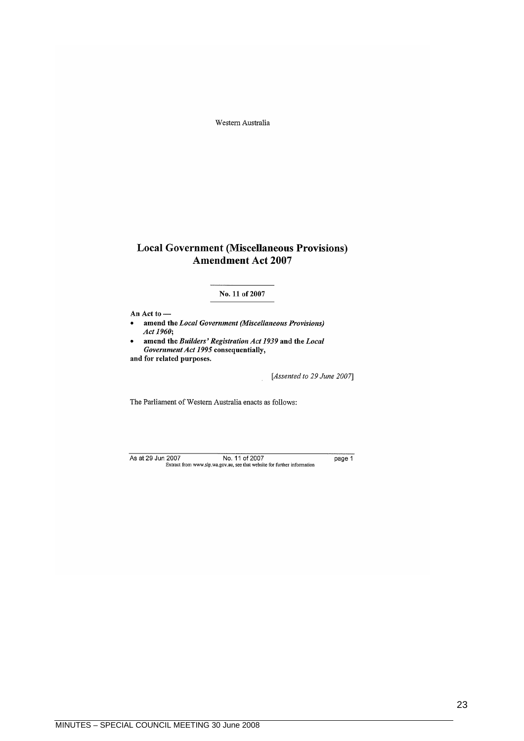Western Australia

# Local Government (Miscellaneous Provisions) Amendment Act 2007

**No. 11 of 2007**

**An Act to —**

- **amend the *Local Government (Miscellaneous Provisions) Act 1960*;**
- **amend the *Builders' Registration Act 1939* and the *Local Government Act 1995* consequentially,**

**and for related purposes.**

[*Assented to 29 June 2007*]

The Parliament of Western Australia enacts as follows: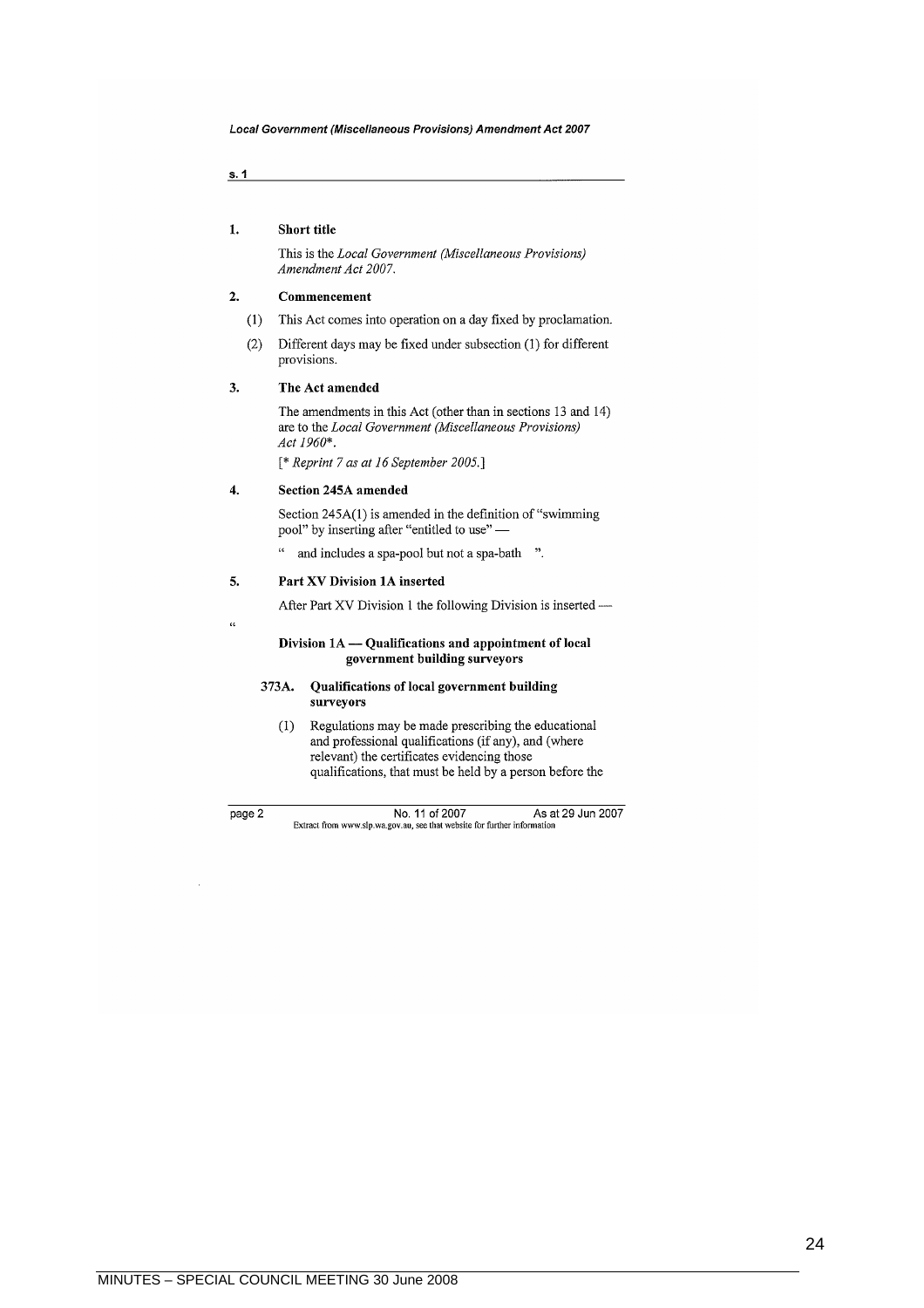### 1. Short title

This is the *Local Government (Miscellaneous Provisions) Amendment Act 2007*.

### 2. Commencement

(1) This Act comes into operation on a day fixed by proclamation.

(2) Different days may be fixed under subsection (1) for different provisions.

### 3. The Act amended

The amendments in this Act (other than in sections 13 and 14) are to the *Local Government (Miscellaneous Provisions) Act 1960*\*.

[\* *Reprint 7 as at 16 September 2005.*]

### 4. Section 245A amended

Section 245A(1) is amended in the definition of "swimming pool" by inserting after "entitled to use" —

" and includes a spa-pool but not a spa-bath ".

### 5. Part XV Division 1A inserted

After Part XV Division 1 the following Division is inserted —

"

#### Division 1A — Qualifications and appointment of local government building surveyors

**373A. Qualifications of local government building surveyors**

(1) Regulations may be made prescribing the educational and professional qualifications (if any), and (where relevant) the certificates evidencing those qualifications, that must be held by a person before the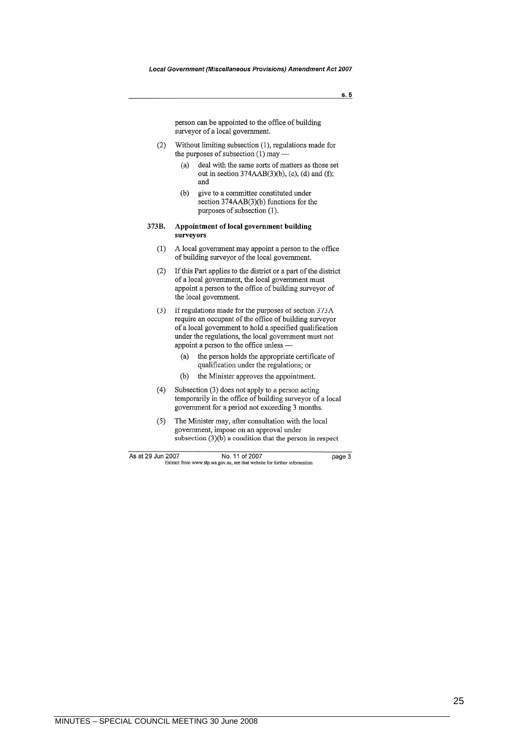person can be appointed to the office of building surveyor of a local government.

(2) Without limiting subsection (1), regulations made for the purposes of subsection (1) may —

(a) deal with the same sorts of matters as those set out in section 374AAB(3)(b), (c), (d) and (f); and

(b) give to a committee constituted under section 374AAB(3)(b) functions for the purposes of subsection (1).

**373B. Appointment of local government building surveyors**

(1) A local government may appoint a person to the office of building surveyor of the local government.

(2) If this Part applies to the district or a part of the district of a local government, the local government must appoint a person to the office of building surveyor of the local government.

(3) If regulations made for the purposes of section 373A require an occupant of the office of building surveyor of a local government to hold a specified qualification under the regulations, the local government must not appoint a person to the office unless —

(a) the person holds the appropriate certificate of qualification under the regulations; or

(b) the Minister approves the appointment.

(4) Subsection (3) does not apply to a person acting temporarily in the office of building surveyor of a local government for a period not exceeding 3 months.

(5) The Minister may, after consultation with the local government, impose on an approval under subsection (3)(b) a condition that the person in respect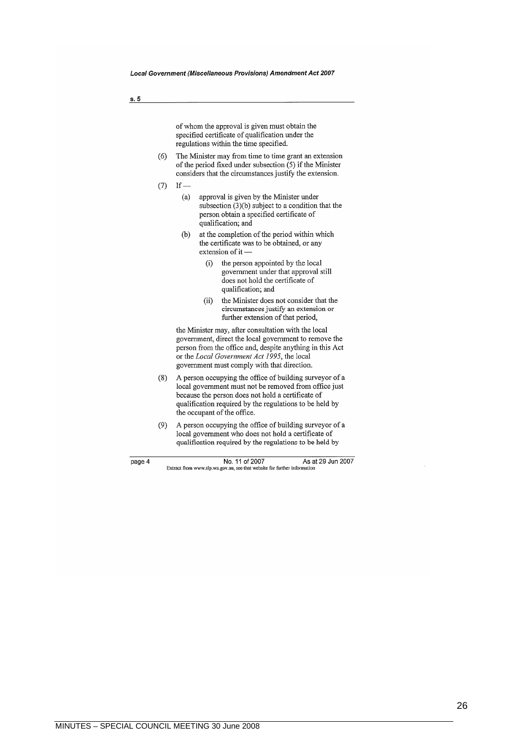of whom the approval is given must obtain the specified certificate of qualification under the regulations within the time specified.

(6) The Minister may from time to time grant an extension of the period fixed under subsection (5) if the Minister considers that the circumstances justify the extension.

(7) If —

- (a) approval is given by the Minister under subsection (3)(b) subject to a condition that the person obtain a specified certificate of qualification; and
- (b) at the completion of the period within which the certificate was to be obtained, or any extension of it —
  - (i) the person appointed by the local government under that approval still does not hold the certificate of qualification; and
  - (ii) the Minister does not consider that the circumstances justify an extension or further extension of that period,

the Minister may, after consultation with the local government, direct the local government to remove the person from the office and, despite anything in this Act or the *Local Government Act 1995*, the local government must comply with that direction.

(8) A person occupying the office of building surveyor of a local government must not be removed from office just because the person does not hold a certificate of qualification required by the regulations to be held by the occupant of the office.

(9) A person occupying the office of building surveyor of a local government who does not hold a certificate of qualification required by the regulations to be held by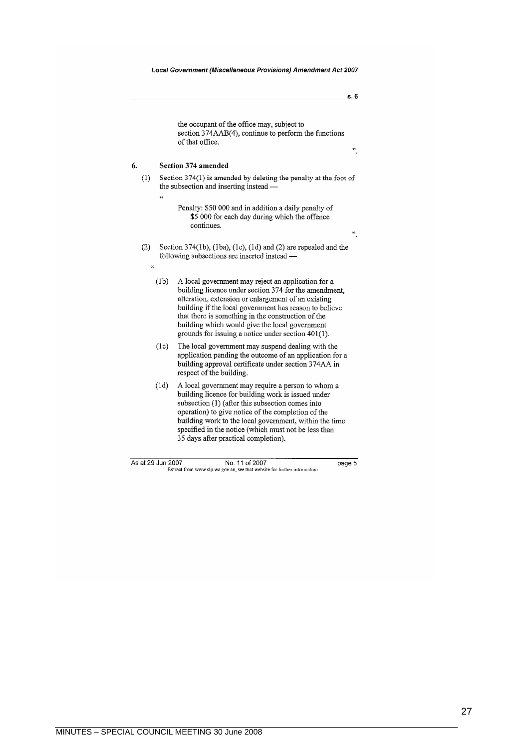the occupant of the office may, subject to section 374AAB(4), continue to perform the functions of that office.

".

### 6. Section 374 amended

(1) Section 374(1) is amended by deleting the penalty at the foot of the subsection and inserting instead —

"

Penalty: $50 000 and in addition a daily penalty of $5 000 for each day during which the offence continues.

".

(2) Section 374(1b), (1ba), (1c), (1d) and (2) are repealed and the following subsections are inserted instead —

"

(1b) A local government may reject an application for a building licence under section 374 for the amendment, alteration, extension or enlargement of an existing building if the local government has reason to believe that there is something in the construction of the building which would give the local government grounds for issuing a notice under section 401(1).

(1c) The local government may suspend dealing with the application pending the outcome of an application for a building approval certificate under section 374AA in respect of the building.

(1d) A local government may require a person to whom a building licence for building work is issued under subsection (1) (after this subsection comes into operation) to give notice of the completion of the building work to the local government, within the time specified in the notice (which must not be less than 35 days after practical completion).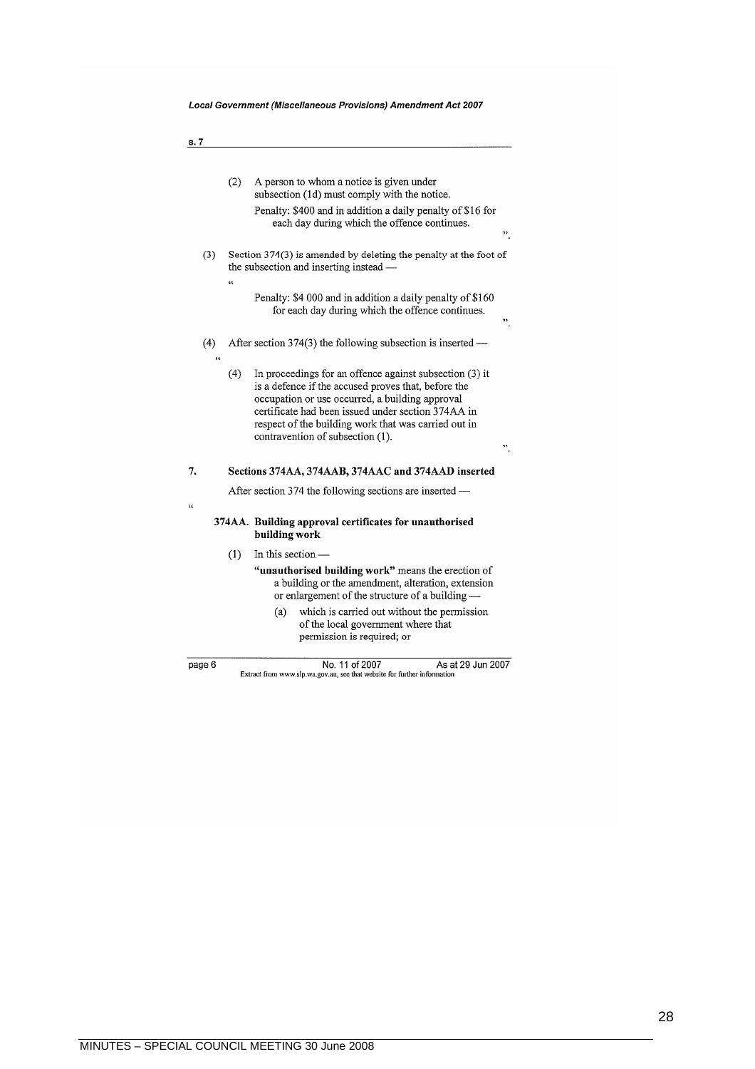s. 7

(2) A person to whom a notice is given under subsection (1d) must comply with the notice.

Penalty: $400 and in addition a daily penalty of $16 for each day during which the offence continues.

".

(3) Section 374(3) is amended by deleting the penalty at the foot of the subsection and inserting instead —

"

Penalty: $4 000 and in addition a daily penalty of $160 for each day during which the offence continues.

".

(4) After section 374(3) the following subsection is inserted —

"

(4) In proceedings for an offence against subsection (3) it is a defence if the accused proves that, before the occupation or use occurred, a building approval certificate had been issued under section 374AA in respect of the building work that was carried out in contravention of subsection (1).

".

## 7. Sections 374AA, 374AAB, 374AAC and 374AAD inserted

After section 374 the following sections are inserted —

"

### 374AA. Building approval certificates for unauthorised building work

(1) In this section —

**"unauthorised building work"** means the erection of a building or the amendment, alteration, extension or enlargement of the structure of a building —

(a) which is carried out without the permission of the local government where that permission is required; or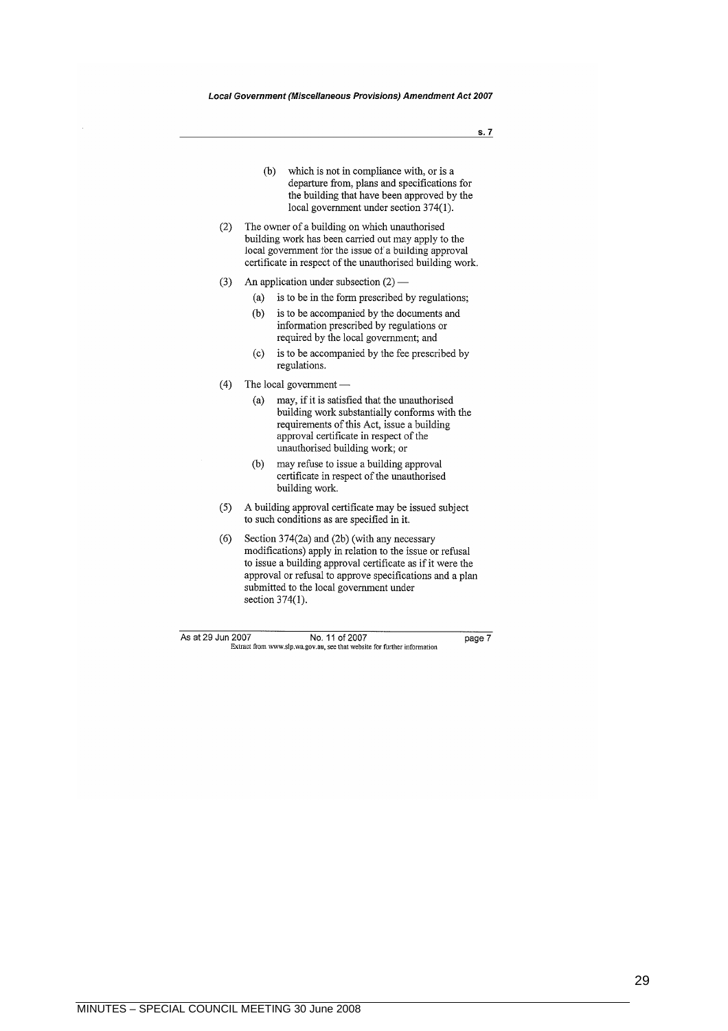(b) which is not in compliance with, or is a departure from, plans and specifications for the building that have been approved by the local government under section 374(1).

(2) The owner of a building on which unauthorised building work has been carried out may apply to the local government for the issue of a building approval certificate in respect of the unauthorised building work.

(3) An application under subsection (2) —

  (a) is to be in the form prescribed by regulations;

  (b) is to be accompanied by the documents and information prescribed by regulations or required by the local government; and

  (c) is to be accompanied by the fee prescribed by regulations.

(4) The local government —

  (a) may, if it is satisfied that the unauthorised building work substantially conforms with the requirements of this Act, issue a building approval certificate in respect of the unauthorised building work; or

  (b) may refuse to issue a building approval certificate in respect of the unauthorised building work.

(5) A building approval certificate may be issued subject to such conditions as are specified in it.

(6) Section 374(2a) and (2b) (with any necessary modifications) apply in relation to the issue or refusal to issue a building approval certificate as if it were the approval or refusal to approve specifications and a plan submitted to the local government under section 374(1).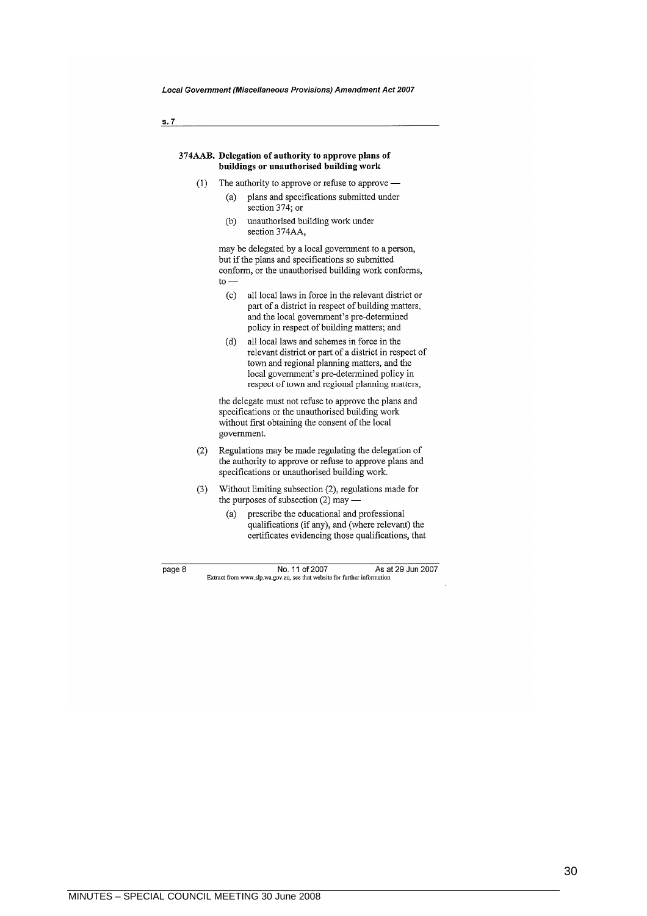### 374AAB. Delegation of authority to approve plans of buildings or unauthorised building work

(1) The authority to approve or refuse to approve —

(a) plans and specifications submitted under section 374; or

(b) unauthorised building work under section 374AA,

may be delegated by a local government to a person, but if the plans and specifications so submitted conform, or the unauthorised building work conforms, to —

(c) all local laws in force in the relevant district or part of a district in respect of building matters, and the local government's pre-determined policy in respect of building matters; and

(d) all local laws and schemes in force in the relevant district or part of a district in respect of town and regional planning matters, and the local government's pre-determined policy in respect of town and regional planning matters,

the delegate must not refuse to approve the plans and specifications or the unauthorised building work without first obtaining the consent of the local government.

(2) Regulations may be made regulating the delegation of the authority to approve or refuse to approve plans and specifications or unauthorised building work.

(3) Without limiting subsection (2), regulations made for the purposes of subsection (2) may —

(a) prescribe the educational and professional qualifications (if any), and (where relevant) the certificates evidencing those qualifications, that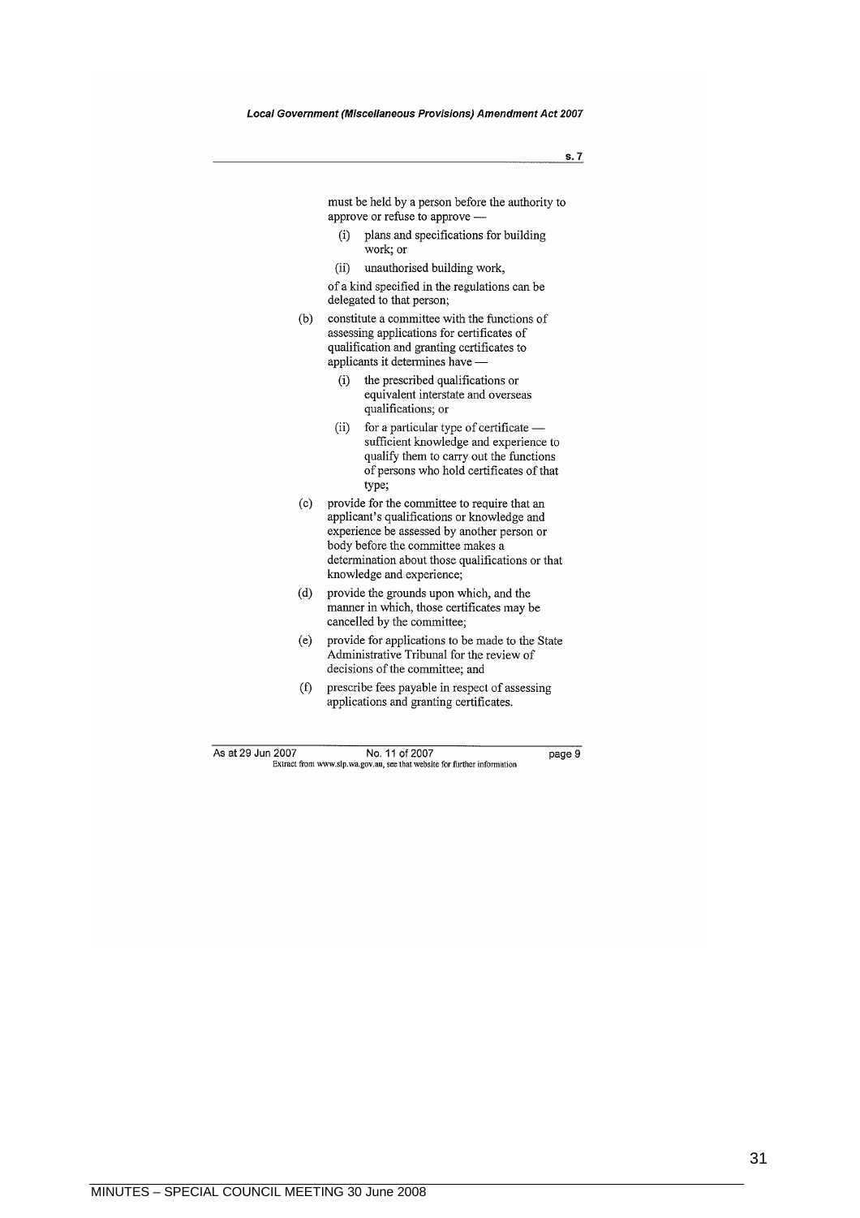must be held by a person before the authority to approve or refuse to approve —

  (i) plans and specifications for building work; or

  (ii) unauthorised building work,

of a kind specified in the regulations can be delegated to that person;

(b) constitute a committee with the functions of assessing applications for certificates of qualification and granting certificates to applicants it determines have —

  (i) the prescribed qualifications or equivalent interstate and overseas qualifications; or

  (ii) for a particular type of certificate — sufficient knowledge and experience to qualify them to carry out the functions of persons who hold certificates of that type;

(c) provide for the committee to require that an applicant's qualifications or knowledge and experience be assessed by another person or body before the committee makes a determination about those qualifications or that knowledge and experience;

(d) provide the grounds upon which, and the manner in which, those certificates may be cancelled by the committee;

(e) provide for applications to be made to the State Administrative Tribunal for the review of decisions of the committee; and

(f) prescribe fees payable in respect of assessing applications and granting certificates.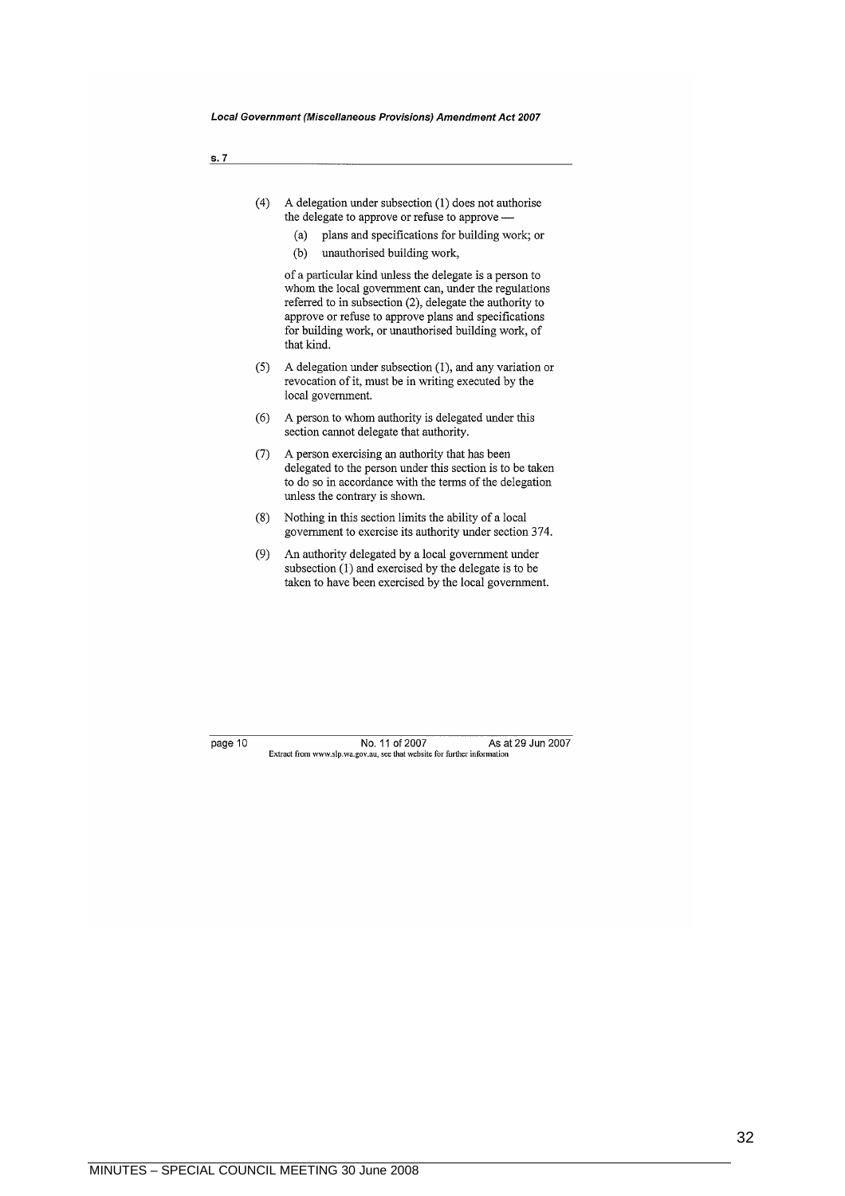(4) A delegation under subsection (1) does not authorise the delegate to approve or refuse to approve —

(a) plans and specifications for building work; or

(b) unauthorised building work,

of a particular kind unless the delegate is a person to whom the local government can, under the regulations referred to in subsection (2), delegate the authority to approve or refuse to approve plans and specifications for building work, or unauthorised building work, of that kind.

(5) A delegation under subsection (1), and any variation or revocation of it, must be in writing executed by the local government.

(6) A person to whom authority is delegated under this section cannot delegate that authority.

(7) A person exercising an authority that has been delegated to the person under this section is to be taken to do so in accordance with the terms of the delegation unless the contrary is shown.

(8) Nothing in this section limits the ability of a local government to exercise its authority under section 374.

(9) An authority delegated by a local government under subsection (1) and exercised by the delegate is to be taken to have been exercised by the local government.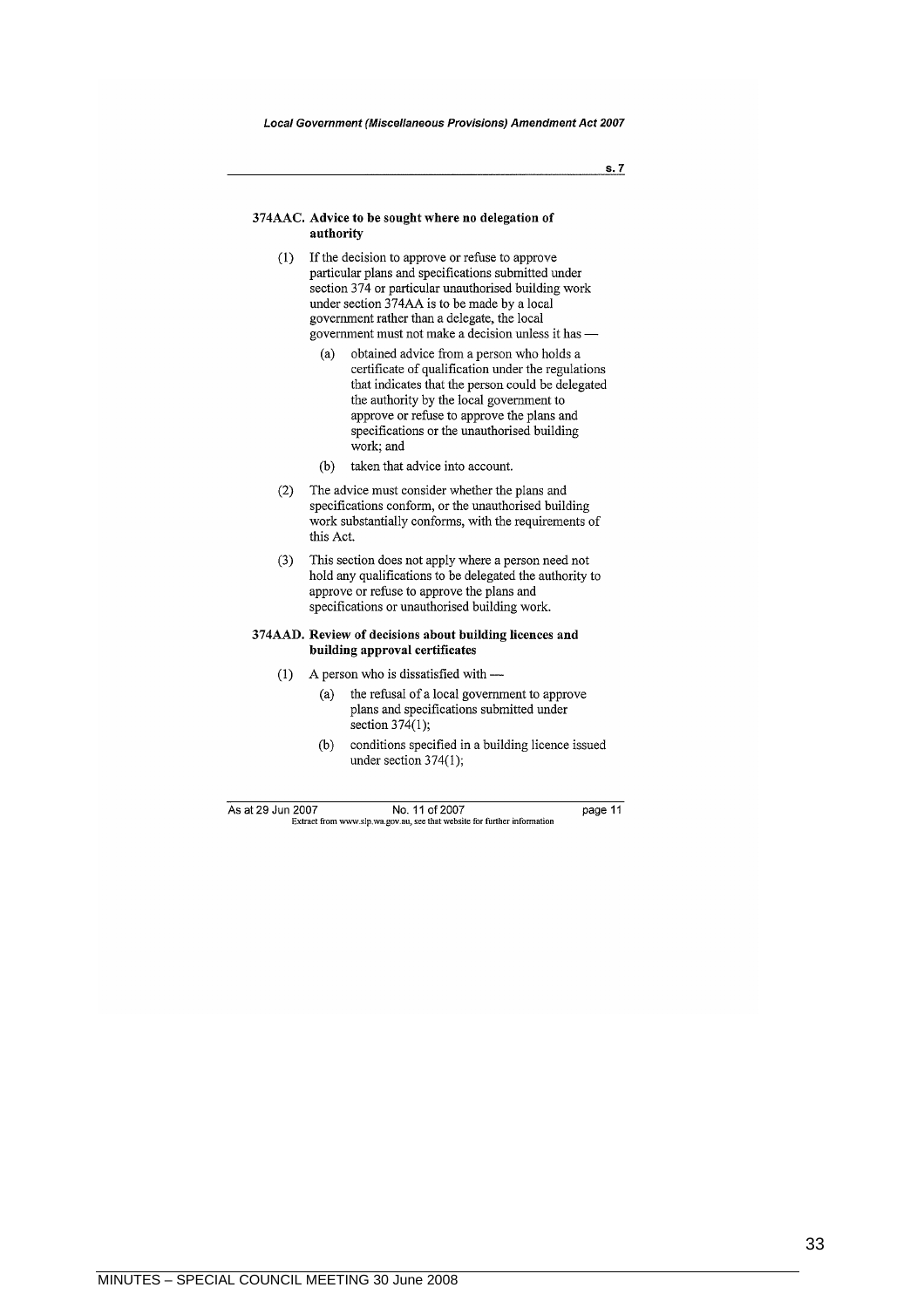### 374AAC. Advice to be sought where no delegation of authority

(1) If the decision to approve or refuse to approve particular plans and specifications submitted under section 374 or particular unauthorised building work under section 374AA is to be made by a local government rather than a delegate, the local government must not make a decision unless it has —

- (a) obtained advice from a person who holds a certificate of qualification under the regulations that indicates that the person could be delegated the authority by the local government to approve or refuse to approve the plans and specifications or the unauthorised building work; and
- (b) taken that advice into account.

(2) The advice must consider whether the plans and specifications conform, or the unauthorised building work substantially conforms, with the requirements of this Act.

(3) This section does not apply where a person need not hold any qualifications to be delegated the authority to approve or refuse to approve the plans and specifications or unauthorised building work.

### 374AAD. Review of decisions about building licences and building approval certificates

(1) A person who is dissatisfied with —

- (a) the refusal of a local government to approve plans and specifications submitted under section 374(1);
- (b) conditions specified in a building licence issued under section 374(1);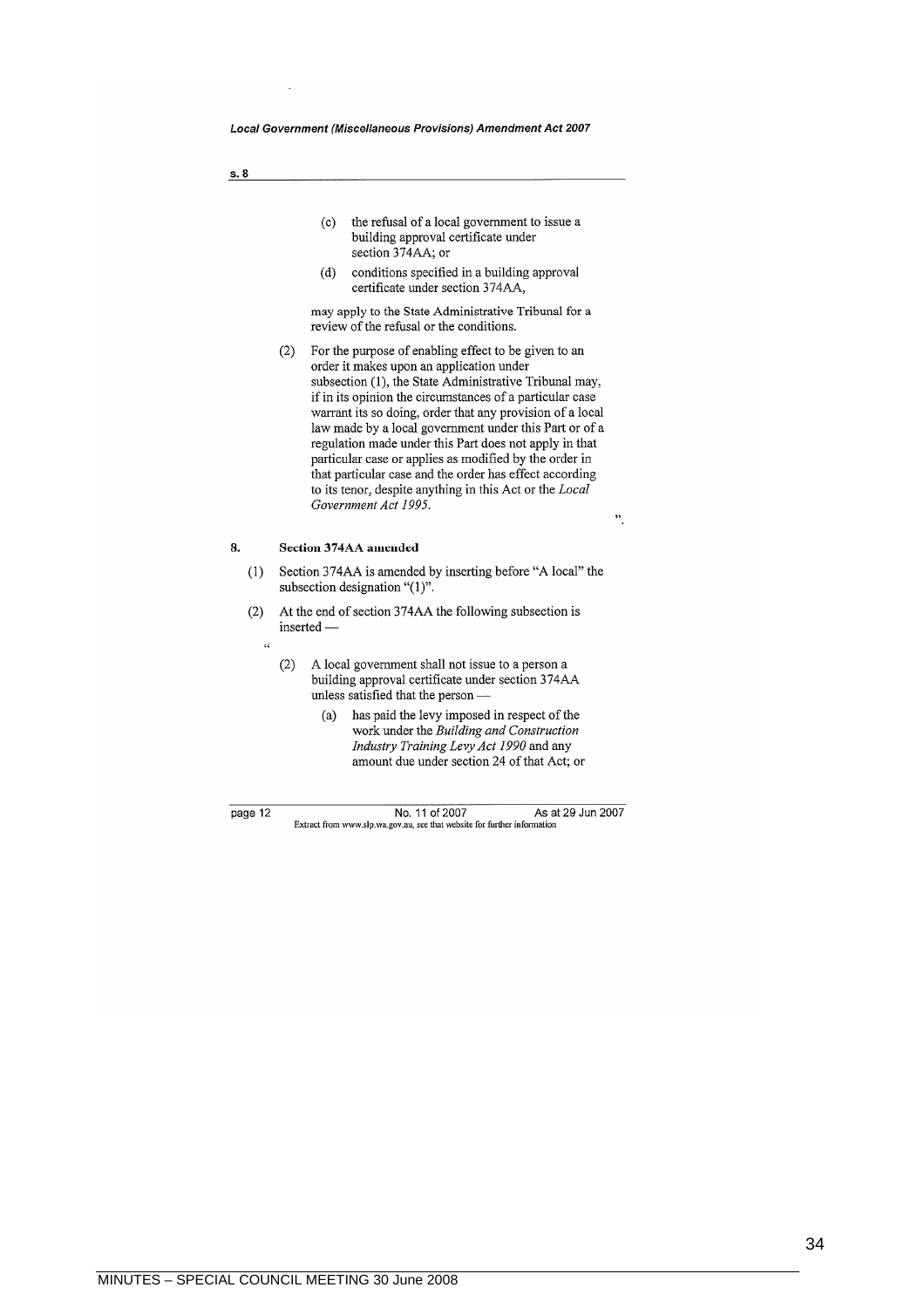(c) the refusal of a local government to issue a building approval certificate under section 374AA; or

(d) conditions specified in a building approval certificate under section 374AA,

may apply to the State Administrative Tribunal for a review of the refusal or the conditions.

(2) For the purpose of enabling effect to be given to an order it makes upon an application under subsection (1), the State Administrative Tribunal may, if in its opinion the circumstances of a particular case warrant its so doing, order that any provision of a local law made by a local government under this Part or of a regulation made under this Part does not apply in that particular case or applies as modified by the order in that particular case and the order has effect according to its tenor, despite anything in this Act or the *Local Government Act 1995*.

".

**8. Section 374AA amended**

(1) Section 374AA is amended by inserting before "A local" the subsection designation "(1)".

(2) At the end of section 374AA the following subsection is inserted —

"

(2) A local government shall not issue to a person a building approval certificate under section 374AA unless satisfied that the person —

(a) has paid the levy imposed in respect of the work under the *Building and Construction Industry Training Levy Act 1990* and any amount due under section 24 of that Act; or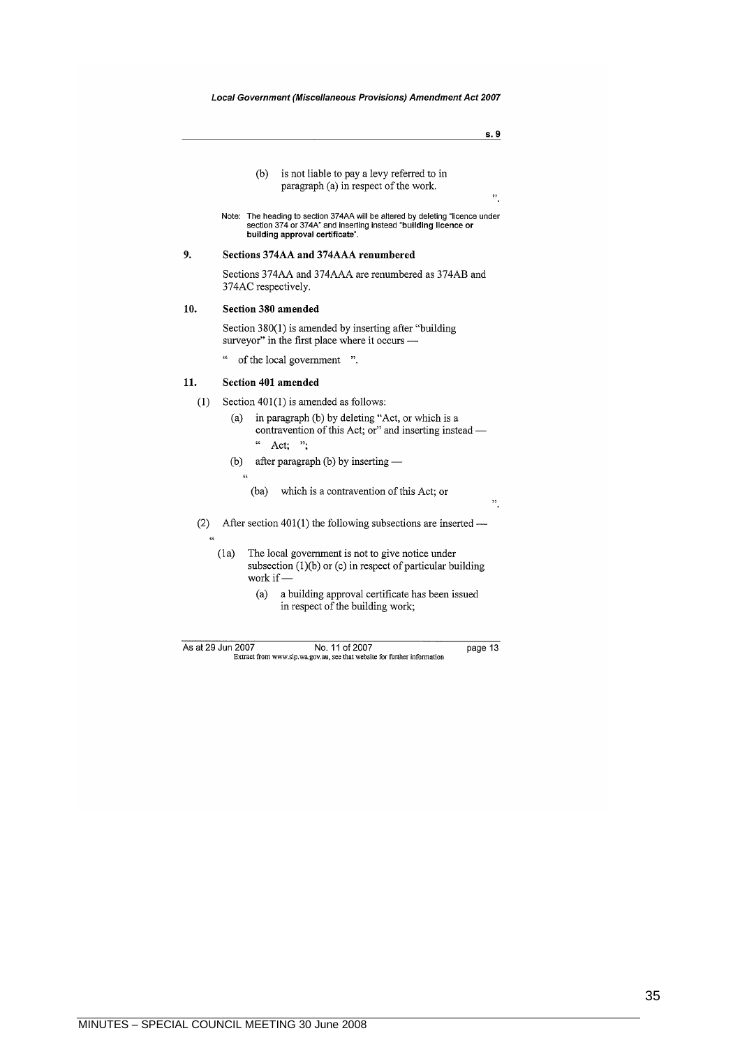(b) is not liable to pay a levy referred to in paragraph (a) in respect of the work.

".

Note: The heading to section 374AA will be altered by deleting "licence under section 374 or 374A" and inserting instead "**building licence or building approval certificate**".

## 9. Sections 374AA and 374AAA renumbered

Sections 374AA and 374AAA are renumbered as 374AB and 374AC respectively.

## 10. Section 380 amended

Section 380(1) is amended by inserting after "building surveyor" in the first place where it occurs —

" of the local government ".

## 11. Section 401 amended

(1) Section 401(1) is amended as follows:

(a) in paragraph (b) by deleting "Act, or which is a contravention of this Act; or" and inserting instead —

" Act; ";

(b) after paragraph (b) by inserting —

"

(ba) which is a contravention of this Act; or

".

(2) After section 401(1) the following subsections are inserted —

"

(1a) The local government is not to give notice under subsection (1)(b) or (c) in respect of particular building work if —

(a) a building approval certificate has been issued in respect of the building work;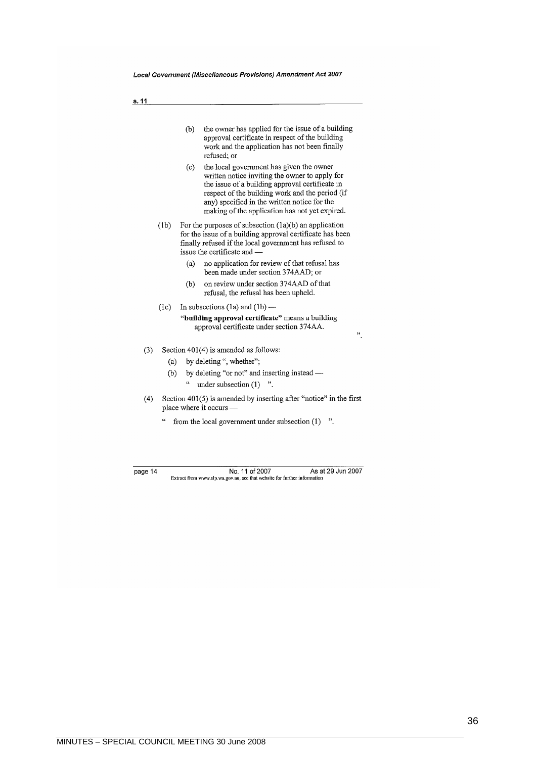(b) the owner has applied for the issue of a building approval certificate in respect of the building work and the application has not been finally refused; or

(c) the local government has given the owner written notice inviting the owner to apply for the issue of a building approval certificate in respect of the building work and the period (if any) specified in the written notice for the making of the application has not yet expired.

(1b) For the purposes of subsection (1a)(b) an application for the issue of a building approval certificate has been finally refused if the local government has refused to issue the certificate and —

(a) no application for review of that refusal has been made under section 374AAD; or

(b) on review under section 374AAD of that refusal, the refusal has been upheld.

(1c) In subsections (1a) and (1b) —

**"building approval certificate"** means a building approval certificate under section 374AA.

".

(3) Section 401(4) is amended as follows:

(a) by deleting ", whether";

(b) by deleting "or not" and inserting instead —

" under subsection (1) ".

(4) Section 401(5) is amended by inserting after "notice" in the first place where it occurs —

" from the local government under subsection (1) ".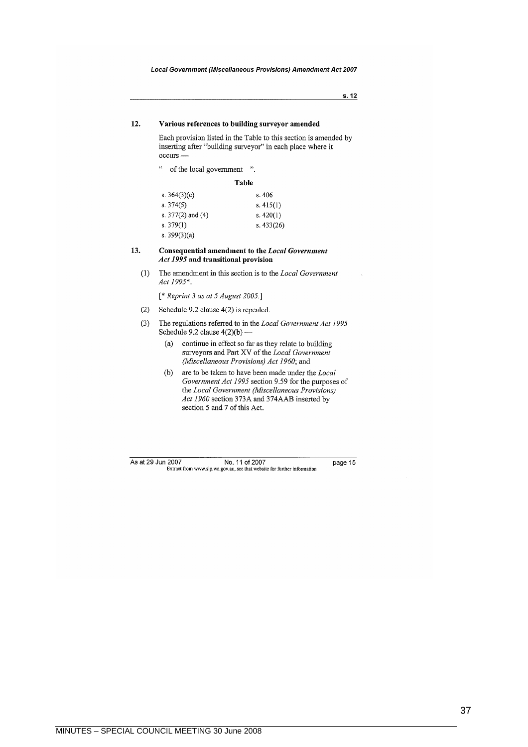## 12. Various references to building surveyor amended

Each provision listed in the Table to this section is amended by inserting after "building surveyor" in each place where it occurs —

" of the local government ".

**Table**

| | |
|---|---|
| s. 364(3)(c) | s. 406 |
| s. 374(5) | s. 415(1) |
| s. 377(2) and (4) | s. 420(1) |
| s. 379(1) | s. 433(26) |
| s. 399(3)(a) | |

## 13. Consequential amendment to the *Local Government Act 1995* and transitional provision

(1) The amendment in this section is to the *Local Government Act 1995*\*.

[\* *Reprint 3 as at 5 August 2005.*]

(2) Schedule 9.2 clause 4(2) is repealed.

(3) The regulations referred to in the *Local Government Act 1995* Schedule 9.2 clause 4(2)(b) —

(a) continue in effect so far as they relate to building surveyors and Part XV of the *Local Government (Miscellaneous Provisions) Act 1960*; and

(b) are to be taken to have been made under the *Local Government Act 1995* section 9.59 for the purposes of the *Local Government (Miscellaneous Provisions) Act 1960* section 373A and 374AAB inserted by section 5 and 7 of this Act.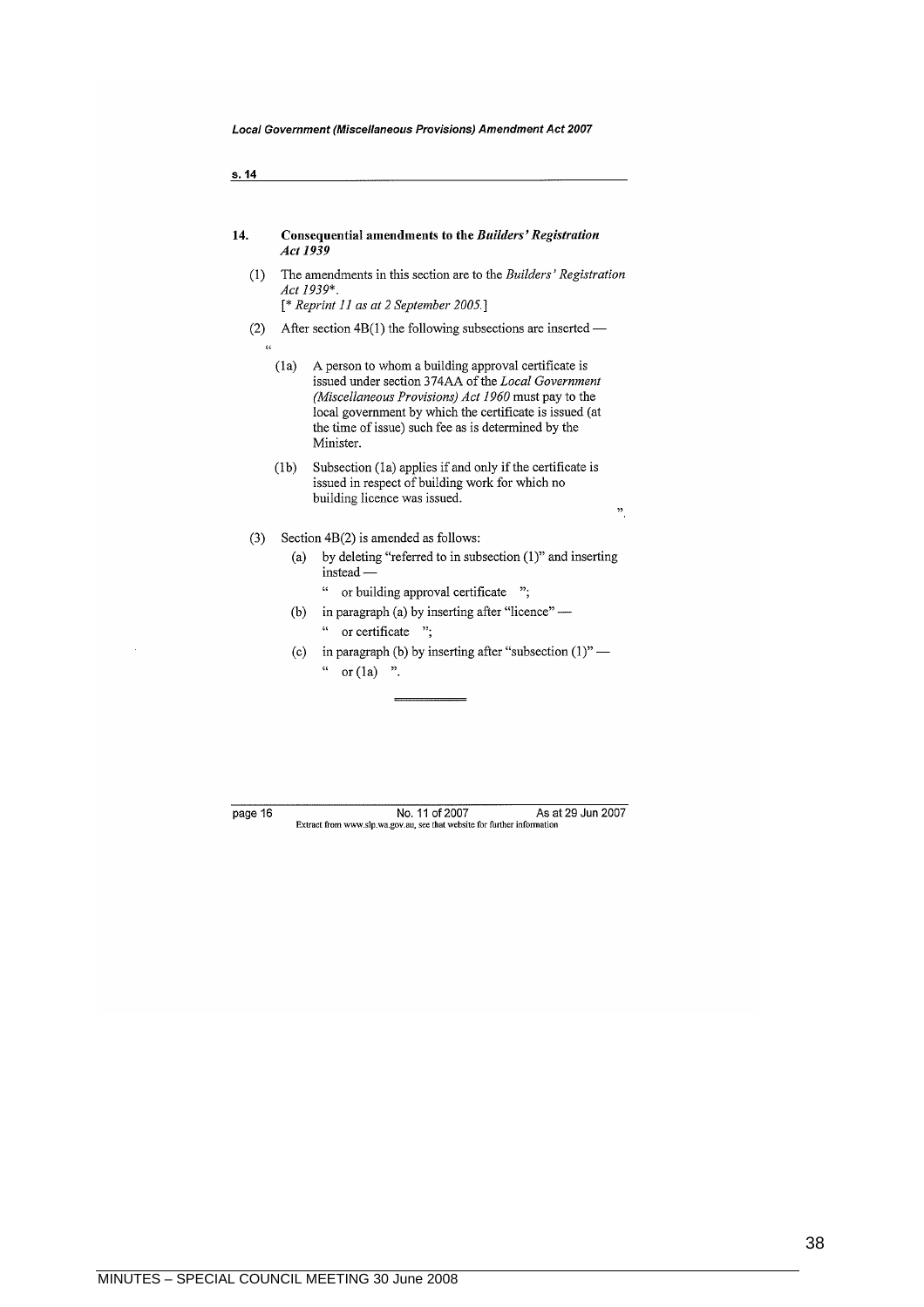**14. Consequential amendments to the *Builders' Registration Act 1939***

(1) The amendments in this section are to the *Builders' Registration Act 1939*\*.
[\* *Reprint 11 as at 2 September 2005.*]

(2) After section 4B(1) the following subsections are inserted —

"

(1a) A person to whom a building approval certificate is issued under section 374AA of the *Local Government (Miscellaneous Provisions) Act 1960* must pay to the local government by which the certificate is issued (at the time of issue) such fee as is determined by the Minister.

(1b) Subsection (1a) applies if and only if the certificate is issued in respect of building work for which no building licence was issued.

".

(3) Section 4B(2) is amended as follows:

(a) by deleting "referred to in subsection (1)" and inserting instead —

" or building approval certificate ";

(b) in paragraph (a) by inserting after "licence" —

" or certificate ";

(c) in paragraph (b) by inserting after "subsection (1)" —

" or (1a) ".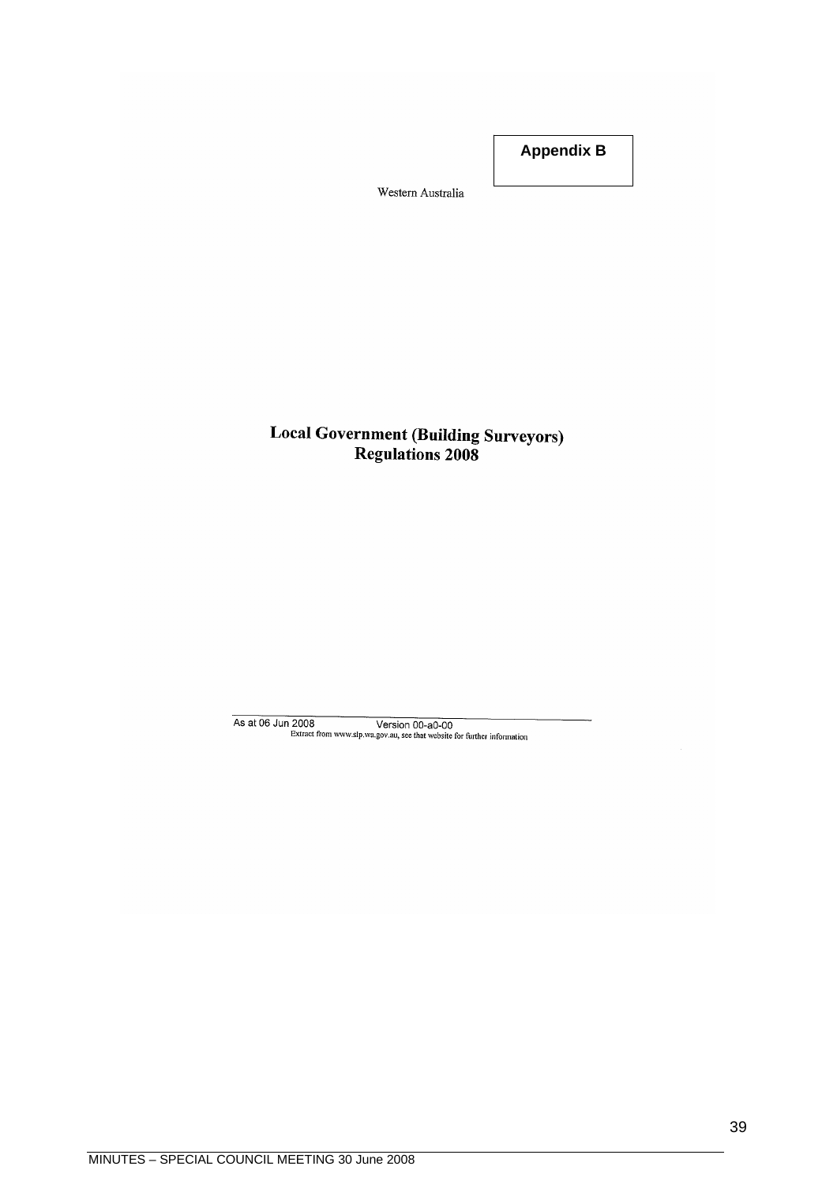**Appendix B**

Western Australia

# Local Government (Building Surveyors) Regulations 2008

As at 06 Jun 2008 Version 00-a0-00
Extract from www.slp.wa.gov.au, see that website for further information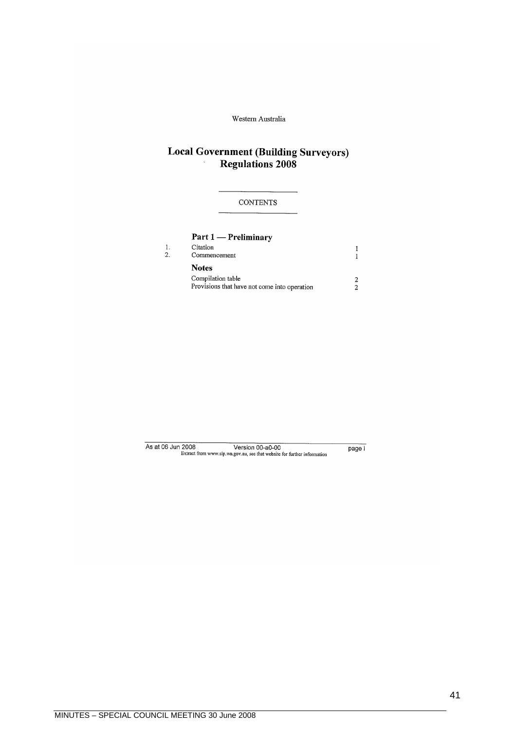Western Australia

# Local Government (Building Surveyors) Regulations 2008

CONTENTS

## Part 1 — Preliminary

| | | |
|---|---|---|
| 1. | Citation | 1 |
| 2. | Commencement | 1 |
| | **Notes** | |
| | Compilation table | 2 |
| | Provisions that have not come into operation | 2 |

As at 06 Jun 2008 Version 00-a0-00 page i
Extract from www.slp.wa.gov.au, see that website for further information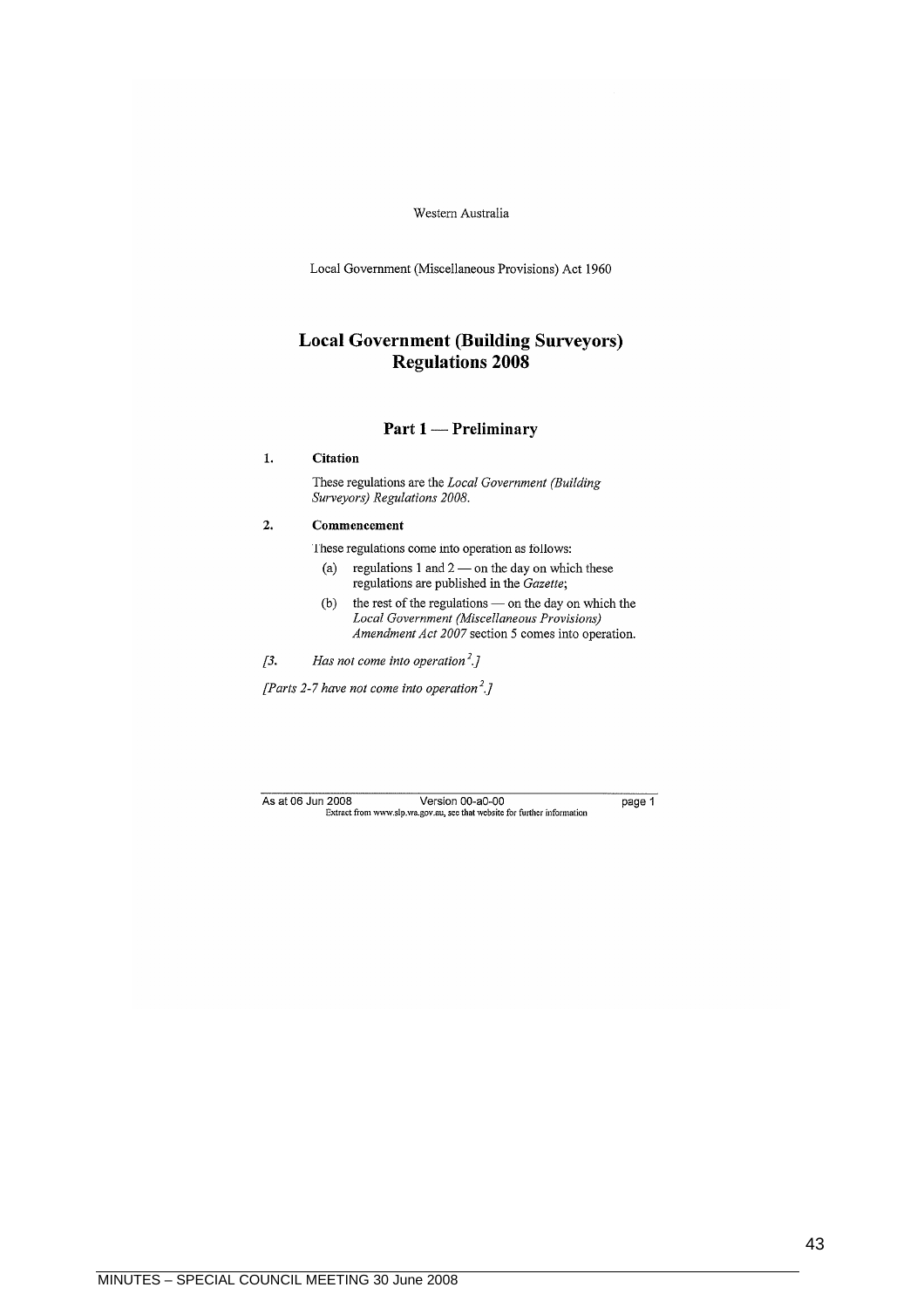Western Australia

Local Government (Miscellaneous Provisions) Act 1960

# Local Government (Building Surveyors) Regulations 2008

## Part 1 — Preliminary

**1. Citation**

These regulations are the *Local Government (Building Surveyors) Regulations 2008*.

**2. Commencement**

These regulations come into operation as follows:

(a) regulations 1 and 2 — on the day on which these regulations are published in the *Gazette*;

(b) the rest of the regulations — on the day on which the *Local Government (Miscellaneous Provisions) Amendment Act 2007* section 5 comes into operation.

*[3. Has not come into operation[2].]*

*[Parts 2-7 have not come into operation[2].]*

As at 06 Jun 2008 Version 00-a0-00
Extract from www.slp.wa.gov.au, see that website for further information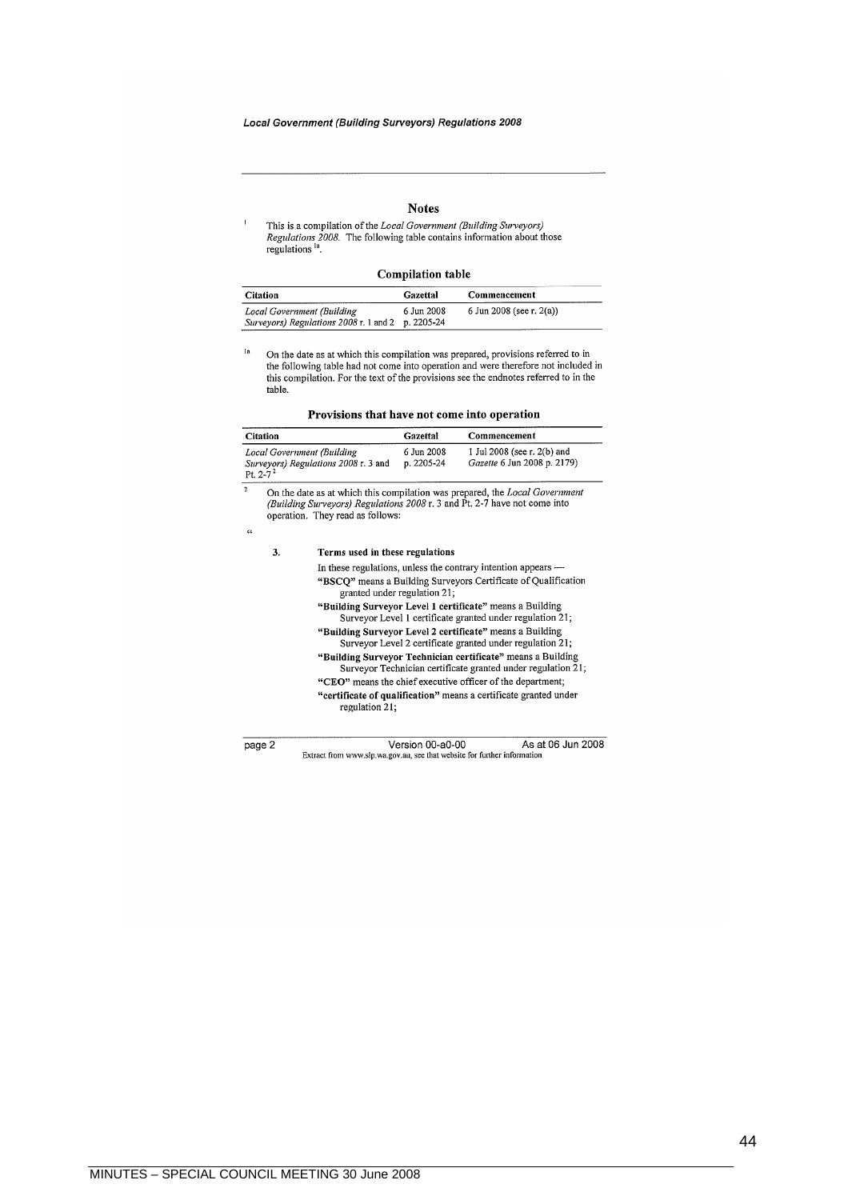## Notes

[1] This is a compilation of the *Local Government (Building Surveyors) Regulations 2008*. The following table contains information about those regulations [1a].

### Compilation table

| Citation | Gazettal | Commencement |
|---|---|---|
| *Local Government (Building Surveyors) Regulations 2008* r. 1 and 2 | 6 Jun 2008 p. 2205-24 | 6 Jun 2008 (see r. 2(a)) |

[1a] On the date as at which this compilation was prepared, provisions referred to in the following table had not come into operation and were therefore not included in this compilation. For the text of the provisions see the endnotes referred to in the table.

### Provisions that have not come into operation

| Citation | Gazettal | Commencement |
|---|---|---|
| *Local Government (Building Surveyors) Regulations 2008* r. 3 and Pt. 2-7 [2] | 6 Jun 2008 p. 2205-24 | 1 Jul 2008 (see r. 2(b) and *Gazette* 6 Jun 2008 p. 2179) |

[2] On the date as at which this compilation was prepared, the *Local Government (Building Surveyors) Regulations 2008* r. 3 and Pt. 2-7 have not come into operation. They read as follows:

"

**3. Terms used in these regulations**

In these regulations, unless the contrary intention appears —

**"BSCQ"** means a Building Surveyors Certificate of Qualification granted under regulation 21;

**"Building Surveyor Level 1 certificate"** means a Building Surveyor Level 1 certificate granted under regulation 21;

**"Building Surveyor Level 2 certificate"** means a Building Surveyor Level 2 certificate granted under regulation 21;

**"Building Surveyor Technician certificate"** means a Building Surveyor Technician certificate granted under regulation 21;

**"CEO"** means the chief executive officer of the department;

**"certificate of qualification"** means a certificate granted under regulation 21;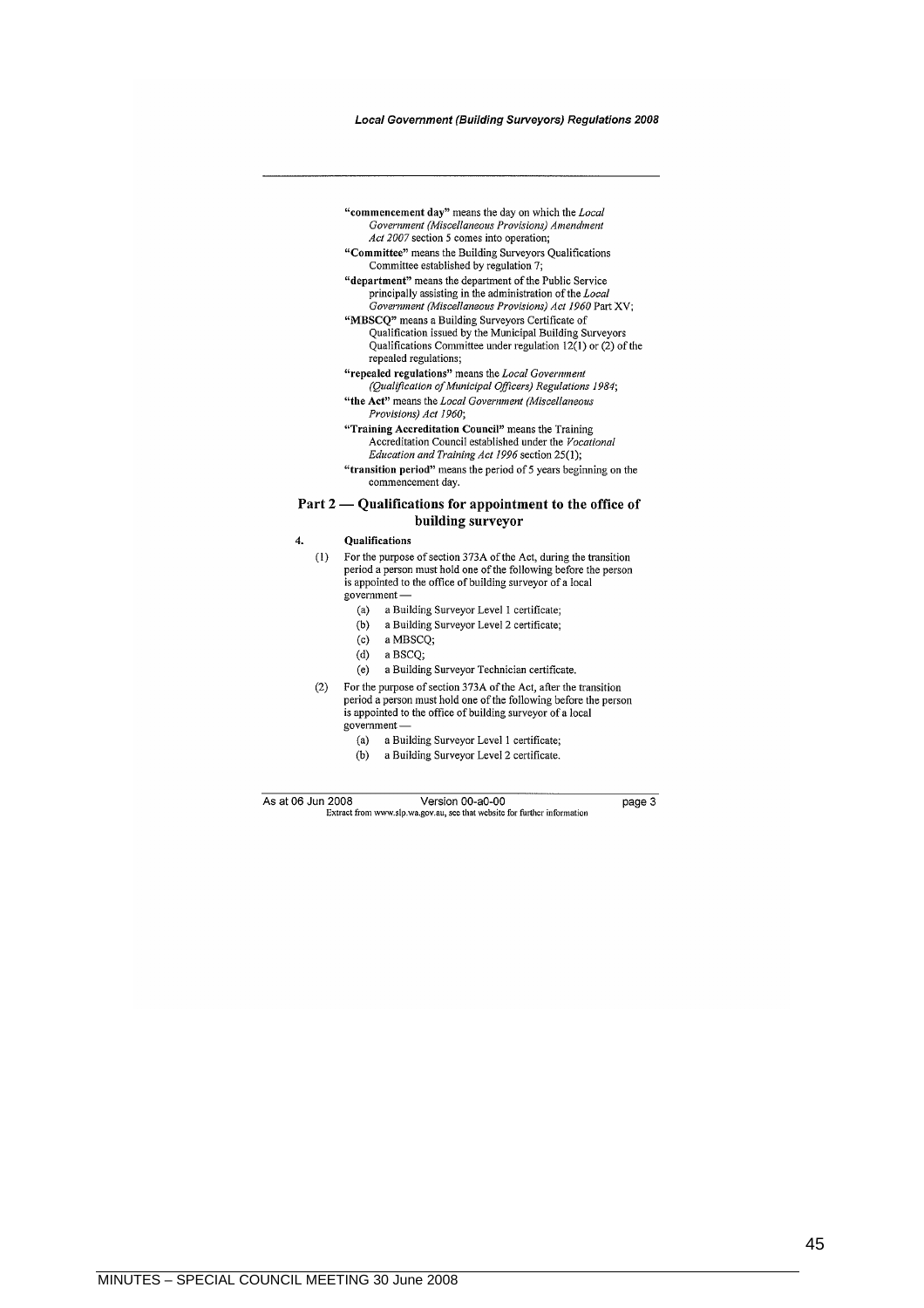"**commencement day**" means the day on which the *Local Government (Miscellaneous Provisions) Amendment Act 2007* section 5 comes into operation;

"**Committee**" means the Building Surveyors Qualifications Committee established by regulation 7;

"**department**" means the department of the Public Service principally assisting in the administration of the *Local Government (Miscellaneous Provisions) Act 1960* Part XV;

"**MBSCQ**" means a Building Surveyors Certificate of Qualification issued by the Municipal Building Surveyors Qualifications Committee under regulation 12(1) or (2) of the repealed regulations;

"**repealed regulations**" means the *Local Government (Qualification of Municipal Officers) Regulations 1984*;

"**the Act**" means the *Local Government (Miscellaneous Provisions) Act 1960*;

"**Training Accreditation Council**" means the Training Accreditation Council established under the *Vocational Education and Training Act 1996* section 25(1);

"**transition period**" means the period of 5 years beginning on the commencement day.

## Part 2 — Qualifications for appointment to the office of building surveyor

**4. Qualifications**

(1) For the purpose of section 373A of the Act, during the transition period a person must hold one of the following before the person is appointed to the office of building surveyor of a local government —

- (a) a Building Surveyor Level 1 certificate;
- (b) a Building Surveyor Level 2 certificate;
- (c) a MBSCQ;
- (d) a BSCQ;
- (e) a Building Surveyor Technician certificate.

(2) For the purpose of section 373A of the Act, after the transition period a person must hold one of the following before the person is appointed to the office of building surveyor of a local government —

- (a) a Building Surveyor Level 1 certificate;
- (b) a Building Surveyor Level 2 certificate.

As at 06 Jun 2008 Version 00-a0-00 page 3
Extract from www.slp.wa.gov.au, see that website for further information

MINUTES – SPECIAL COUNCIL MEETING 30 June 2008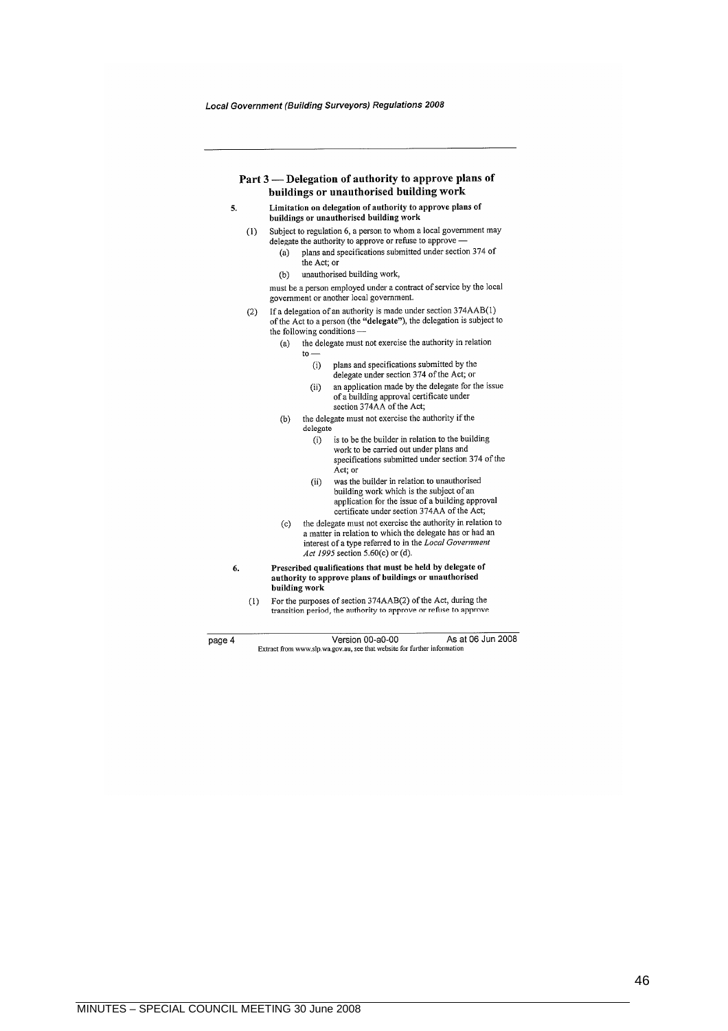## Part 3 — Delegation of authority to approve plans of buildings or unauthorised building work

**5. Limitation on delegation of authority to approve plans of buildings or unauthorised building work**

(1) Subject to regulation 6, a person to whom a local government may delegate the authority to approve or refuse to approve —

- (a) plans and specifications submitted under section 374 of the Act; or
- (b) unauthorised building work,

must be a person employed under a contract of service by the local government or another local government.

(2) If a delegation of an authority is made under section 374AAB(1) of the Act to a person (the **"delegate"**), the delegation is subject to the following conditions —

- (a) the delegate must not exercise the authority in relation to —
  - (i) plans and specifications submitted by the delegate under section 374 of the Act; or
  - (ii) an application made by the delegate for the issue of a building approval certificate under section 374AA of the Act;
- (b) the delegate must not exercise the authority if the delegate
  - (i) is to be the builder in relation to the building work to be carried out under plans and specifications submitted under section 374 of the Act; or
  - (ii) was the builder in relation to unauthorised building work which is the subject of an application for the issue of a building approval certificate under section 374AA of the Act;
- (c) the delegate must not exercise the authority in relation to a matter in relation to which the delegate has or had an interest of a type referred to in the *Local Government Act 1995* section 5.60(c) or (d).

**6. Prescribed qualifications that must be held by delegate of authority to approve plans of buildings or unauthorised building work**

(1) For the purposes of section 374AAB(2) of the Act, during the transition period, the authority to approve or refuse to approve

Version 00-a0-00 As at 06 Jun 2008

Extract from www.slp.wa.gov.au, see that website for further information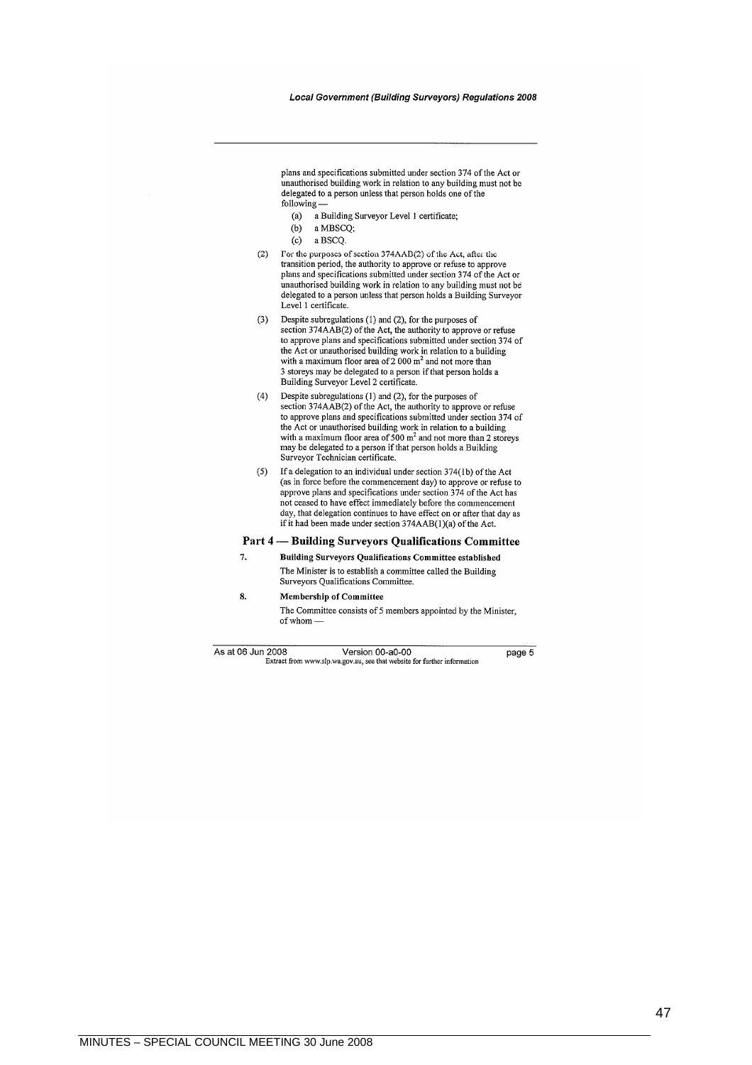plans and specifications submitted under section 374 of the Act or unauthorised building work in relation to any building must not be delegated to a person unless that person holds one of the following —

(a) a Building Surveyor Level 1 certificate;

(b) a MBSCQ;

(c) a BSCQ.

(2) For the purposes of section 374AAB(2) of the Act, after the transition period, the authority to approve or refuse to approve plans and specifications submitted under section 374 of the Act or unauthorised building work in relation to any building must not be delegated to a person unless that person holds a Building Surveyor Level 1 certificate.

(3) Despite subregulations (1) and (2), for the purposes of section 374AAB(2) of the Act, the authority to approve or refuse to approve plans and specifications submitted under section 374 of the Act or unauthorised building work in relation to a building with a maximum floor area of 2 000 $m^2$ and not more than 3 storeys may be delegated to a person if that person holds a Building Surveyor Level 2 certificate.

(4) Despite subregulations (1) and (2), for the purposes of section 374AAB(2) of the Act, the authority to approve or refuse to approve plans and specifications submitted under section 374 of the Act or unauthorised building work in relation to a building with a maximum floor area of 500 $m^2$ and not more than 2 storeys may be delegated to a person if that person holds a Building Surveyor Technician certificate.

(5) If a delegation to an individual under section 374(1b) of the Act (as in force before the commencement day) to approve or refuse to approve plans and specifications under section 374 of the Act has not ceased to have effect immediately before the commencement day, that delegation continues to have effect on or after that day as if it had been made under section 374AAB(1)(a) of the Act.

## Part 4 — Building Surveyors Qualifications Committee

**7. Building Surveyors Qualifications Committee established**

The Minister is to establish a committee called the Building Surveyors Qualifications Committee.

**8. Membership of Committee**

The Committee consists of 5 members appointed by the Minister, of whom —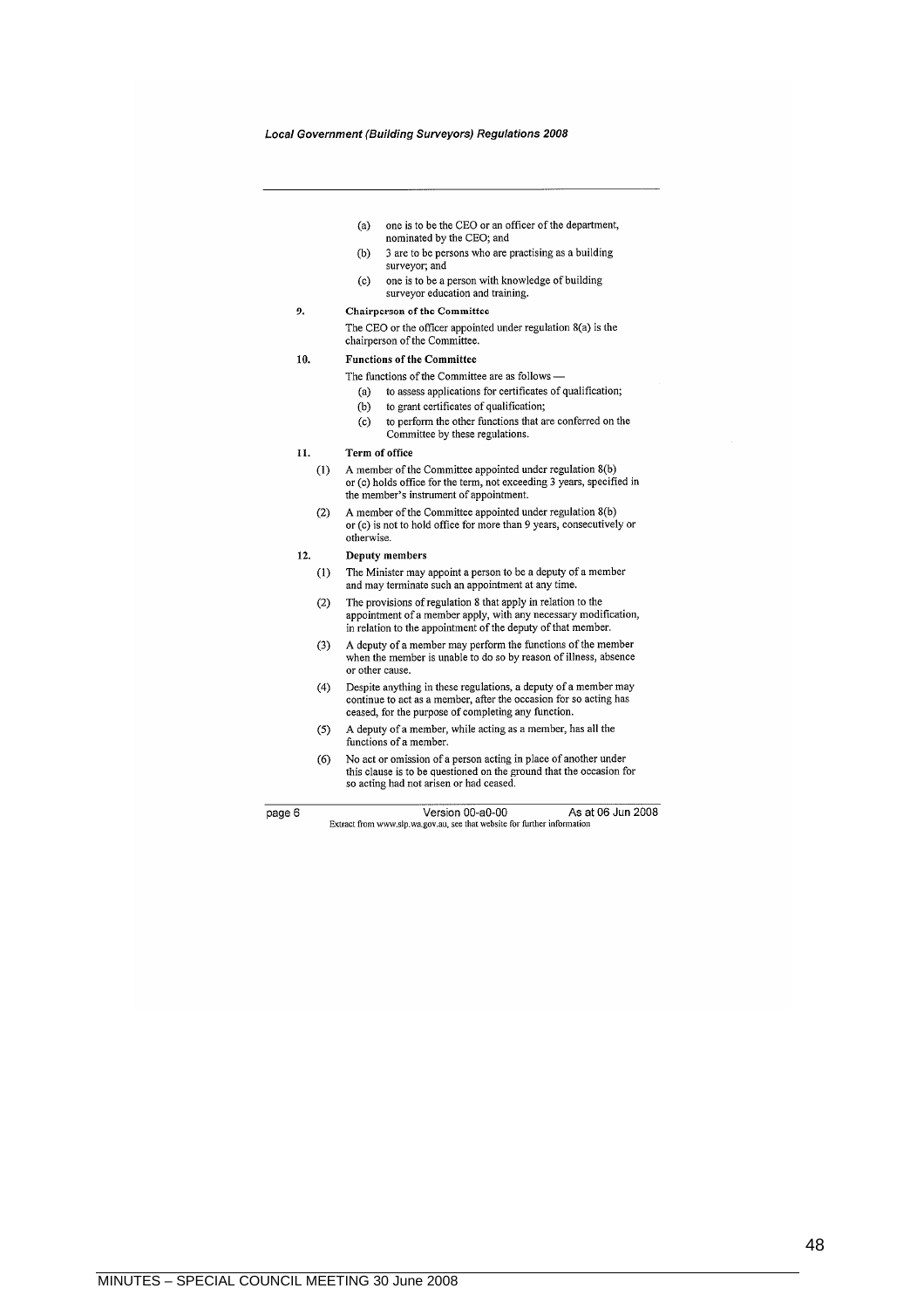(a) one is to be the CEO or an officer of the department, nominated by the CEO; and

(b) 3 are to be persons who are practising as a building surveyor; and

(c) one is to be a person with knowledge of building surveyor education and training.

**9. Chairperson of the Committee**

The CEO or the officer appointed under regulation 8(a) is the chairperson of the Committee.

**10. Functions of the Committee**

The functions of the Committee are as follows —

(a) to assess applications for certificates of qualification;

(b) to grant certificates of qualification;

(c) to perform the other functions that are conferred on the Committee by these regulations.

**11. Term of office**

(1) A member of the Committee appointed under regulation 8(b) or (c) holds office for the term, not exceeding 3 years, specified in the member's instrument of appointment.

(2) A member of the Committee appointed under regulation 8(b) or (c) is not to hold office for more than 9 years, consecutively or otherwise.

**12. Deputy members**

(1) The Minister may appoint a person to be a deputy of a member and may terminate such an appointment at any time.

(2) The provisions of regulation 8 that apply in relation to the appointment of a member apply, with any necessary modification, in relation to the appointment of the deputy of that member.

(3) A deputy of a member may perform the functions of the member when the member is unable to do so by reason of illness, absence or other cause.

(4) Despite anything in these regulations, a deputy of a member may continue to act as a member, after the occasion for so acting has ceased, for the purpose of completing any function.

(5) A deputy of a member, while acting as a member, has all the functions of a member.

(6) No act or omission of a person acting in place of another under this clause is to be questioned on the ground that the occasion for so acting had not arisen or had ceased.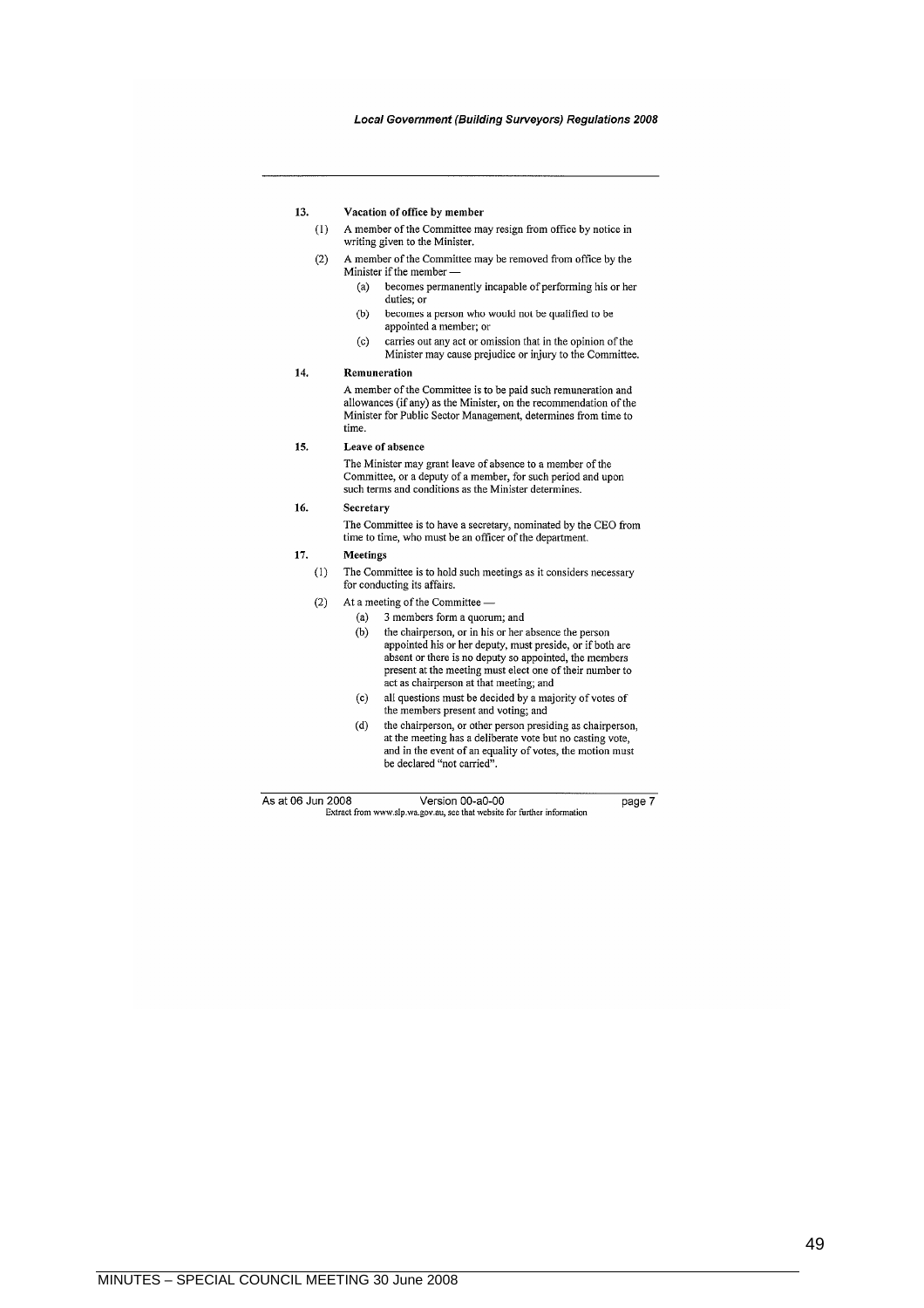### 13. Vacation of office by member

(1) A member of the Committee may resign from office by notice in writing given to the Minister.

(2) A member of the Committee may be removed from office by the Minister if the member —

- (a) becomes permanently incapable of performing his or her duties; or
- (b) becomes a person who would not be qualified to be appointed a member; or
- (c) carries out any act or omission that in the opinion of the Minister may cause prejudice or injury to the Committee.

### 14. Remuneration

A member of the Committee is to be paid such remuneration and allowances (if any) as the Minister, on the recommendation of the Minister for Public Sector Management, determines from time to time.

### 15. Leave of absence

The Minister may grant leave of absence to a member of the Committee, or a deputy of a member, for such period and upon such terms and conditions as the Minister determines.

### 16. Secretary

The Committee is to have a secretary, nominated by the CEO from time to time, who must be an officer of the department.

### 17. Meetings

(1) The Committee is to hold such meetings as it considers necessary for conducting its affairs.

(2) At a meeting of the Committee —

- (a) 3 members form a quorum; and
- (b) the chairperson, or in his or her absence the person appointed his or her deputy, must preside, or if both are absent or there is no deputy so appointed, the members present at the meeting must elect one of their number to act as chairperson at that meeting; and
- (c) all questions must be decided by a majority of votes of the members present and voting; and
- (d) the chairperson, or other person presiding as chairperson, at the meeting has a deliberate vote but no casting vote, and in the event of an equality of votes, the motion must be declared "not carried".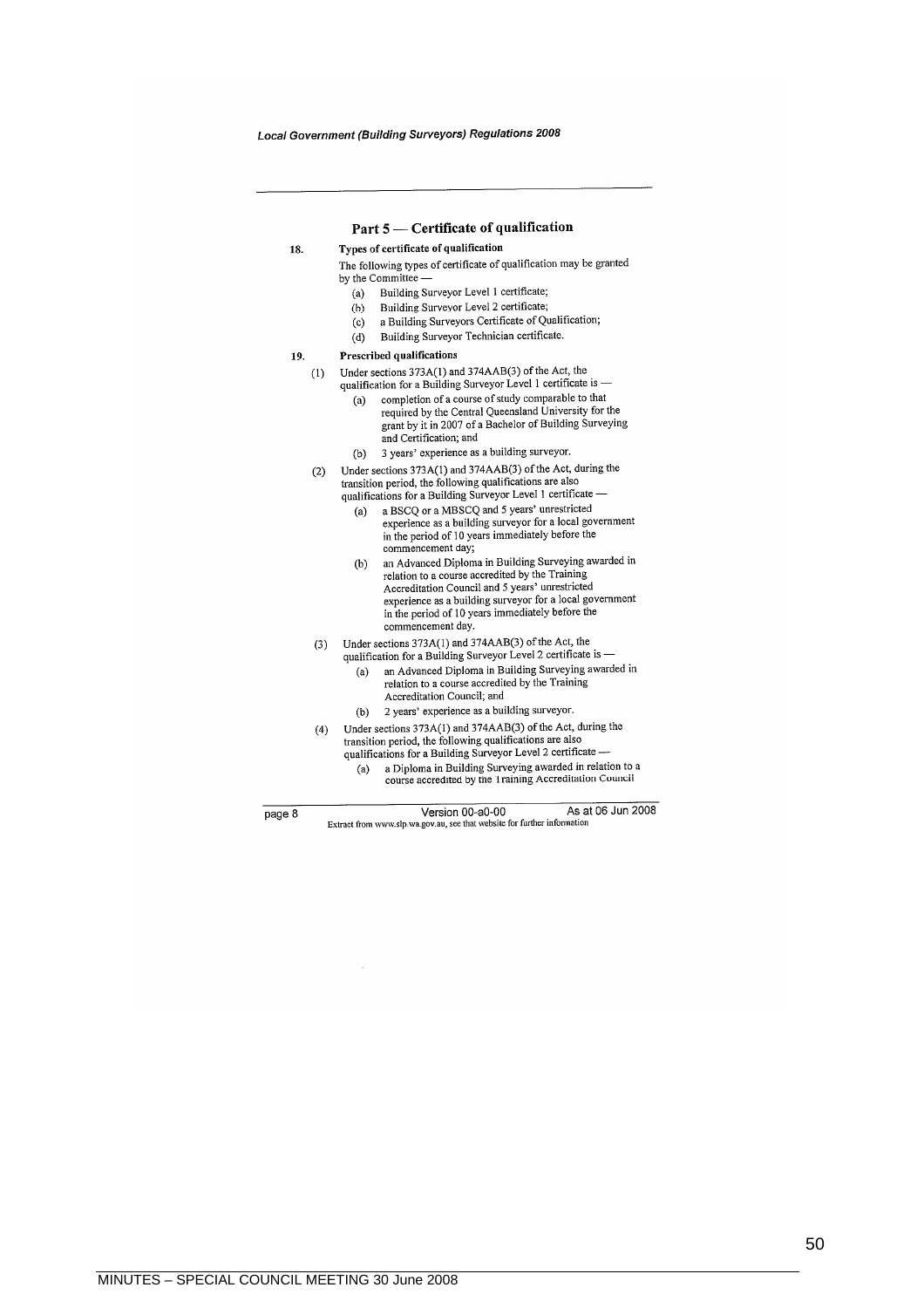## Part 5 — Certificate of qualification

**18. Types of certificate of qualification**

The following types of certificate of qualification may be granted by the Committee —

(a) Building Surveyor Level 1 certificate;

(b) Building Surveyor Level 2 certificate;

(c) a Building Surveyors Certificate of Qualification;

(d) Building Surveyor Technician certificate.

**19. Prescribed qualifications**

(1) Under sections 373A(1) and 374AAB(3) of the Act, the qualification for a Building Surveyor Level 1 certificate is —

(a) completion of a course of study comparable to that required by the Central Queensland University for the grant by it in 2007 of a Bachelor of Building Surveying and Certification; and

(b) 3 years' experience as a building surveyor.

(2) Under sections 373A(1) and 374AAB(3) of the Act, during the transition period, the following qualifications are also qualifications for a Building Surveyor Level 1 certificate —

(a) a BSCQ or a MBSCQ and 5 years' unrestricted experience as a building surveyor for a local government in the period of 10 years immediately before the commencement day;

(b) an Advanced Diploma in Building Surveying awarded in relation to a course accredited by the Training Accreditation Council and 5 years' unrestricted experience as a building surveyor for a local government in the period of 10 years immediately before the commencement day.

(3) Under sections 373A(1) and 374AAB(3) of the Act, the qualification for a Building Surveyor Level 2 certificate is —

(a) an Advanced Diploma in Building Surveying awarded in relation to a course accredited by the Training Accreditation Council; and

(b) 2 years' experience as a building surveyor.

(4) Under sections 373A(1) and 374AAB(3) of the Act, during the transition period, the following qualifications are also qualifications for a Building Surveyor Level 2 certificate —

(a) a Diploma in Building Surveying awarded in relation to a course accredited by the Training Accreditation Council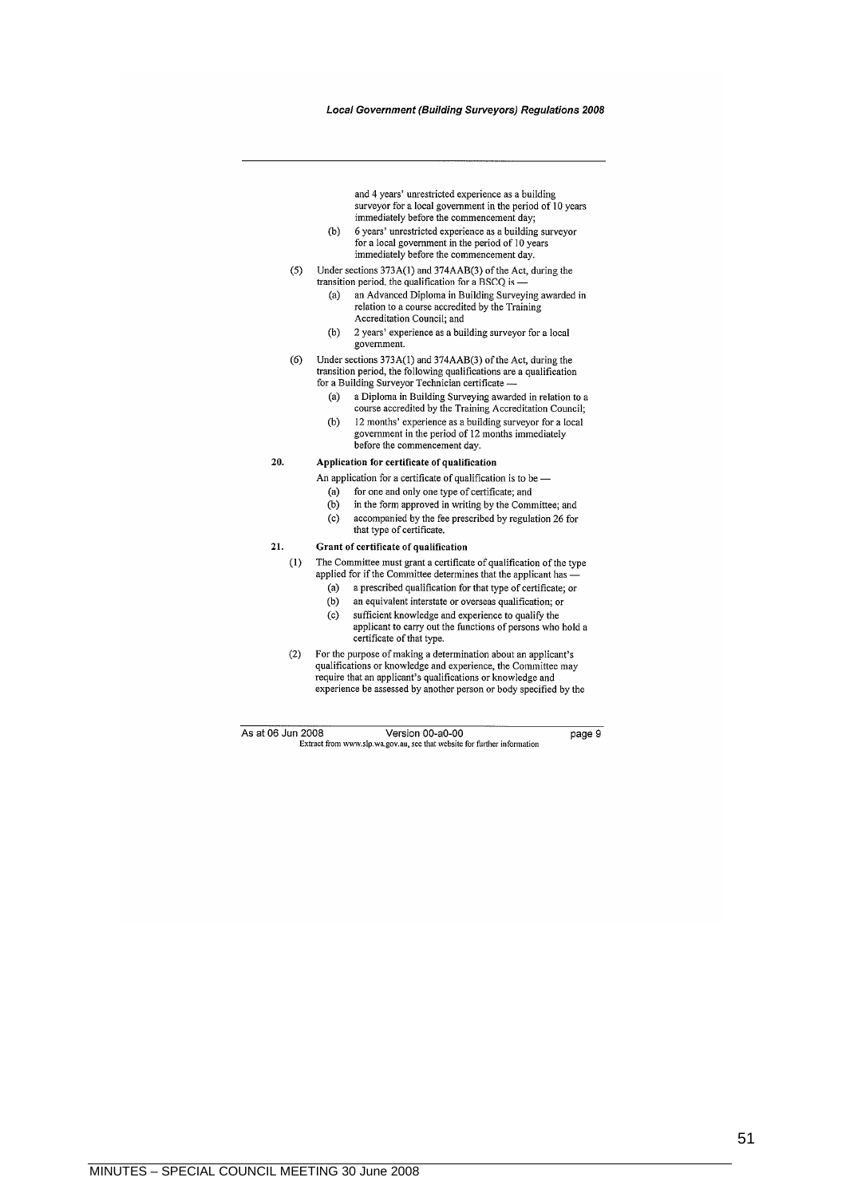and 4 years' unrestricted experience as a building surveyor for a local government in the period of 10 years immediately before the commencement day;

(b) 6 years' unrestricted experience as a building surveyor for a local government in the period of 10 years immediately before the commencement day.

(5) Under sections 373A(1) and 374AAB(3) of the Act, during the transition period, the qualification for a BSCQ is —

(a) an Advanced Diploma in Building Surveying awarded in relation to a course accredited by the Training Accreditation Council; and

(b) 2 years' experience as a building surveyor for a local government.

(6) Under sections 373A(1) and 374AAB(3) of the Act, during the transition period, the following qualifications are a qualification for a Building Surveyor Technician certificate —

(a) a Diploma in Building Surveying awarded in relation to a course accredited by the Training Accreditation Council;

(b) 12 months' experience as a building surveyor for a local government in the period of 12 months immediately before the commencement day.

**20. Application for certificate of qualification**

An application for a certificate of qualification is to be —

(a) for one and only one type of certificate; and

(b) in the form approved in writing by the Committee; and

(c) accompanied by the fee prescribed by regulation 26 for that type of certificate.

**21. Grant of certificate of qualification**

(1) The Committee must grant a certificate of qualification of the type applied for if the Committee determines that the applicant has —

(a) a prescribed qualification for that type of certificate; or

(b) an equivalent interstate or overseas qualification; or

(c) sufficient knowledge and experience to qualify the applicant to carry out the functions of persons who hold a certificate of that type.

(2) For the purpose of making a determination about an applicant's qualifications or knowledge and experience, the Committee may require that an applicant's qualifications or knowledge and experience be assessed by another person or body specified by the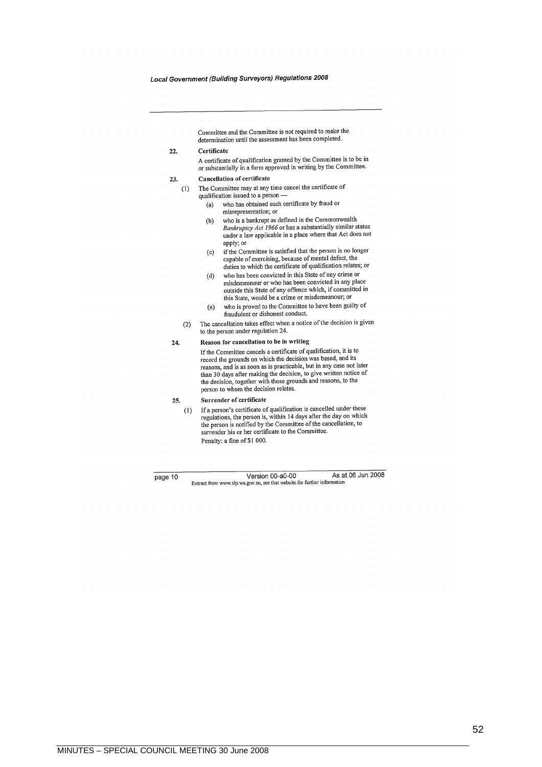Committee and the Committee is not required to make the determination until the assessment has been completed.

**22. Certificate**

A certificate of qualification granted by the Committee is to be in or substantially in a form approved in writing by the Committee.

**23. Cancellation of certificate**

(1) The Committee may at any time cancel the certificate of qualification issued to a person —

- (a) who has obtained such certificate by fraud or misrepresentation; or
- (b) who is a bankrupt as defined in the Commonwealth *Bankruptcy Act 1966* or has a substantially similar status under a law applicable in a place where that Act does not apply; or
- (c) if the Committee is satisfied that the person is no longer capable of exercising, because of mental defect, the duties to which the certificate of qualification relates; or
- (d) who has been convicted in this State of any crime or misdemeanour or who has been convicted in any place outside this State of any offence which, if committed in this State, would be a crime or misdemeanour; or
- (e) who is proved to the Committee to have been guilty of fraudulent or dishonest conduct.

(2) The cancellation takes effect when a notice of the decision is given to the person under regulation 24.

**24. Reason for cancellation to be in writing**

If the Committee cancels a certificate of qualification, it is to record the grounds on which the decision was based, and its reasons, and is as soon as is practicable, but in any case not later than 30 days after making the decision, to give written notice of the decision, together with those grounds and reasons, to the person to whom the decision relates.

**25. Surrender of certificate**

(1) If a person's certificate of qualification is cancelled under these regulations, the person is, within 14 days after the day on which the person is notified by the Committee of the cancellation, to surrender his or her certificate to the Committee.

Penalty: a fine of $1 000.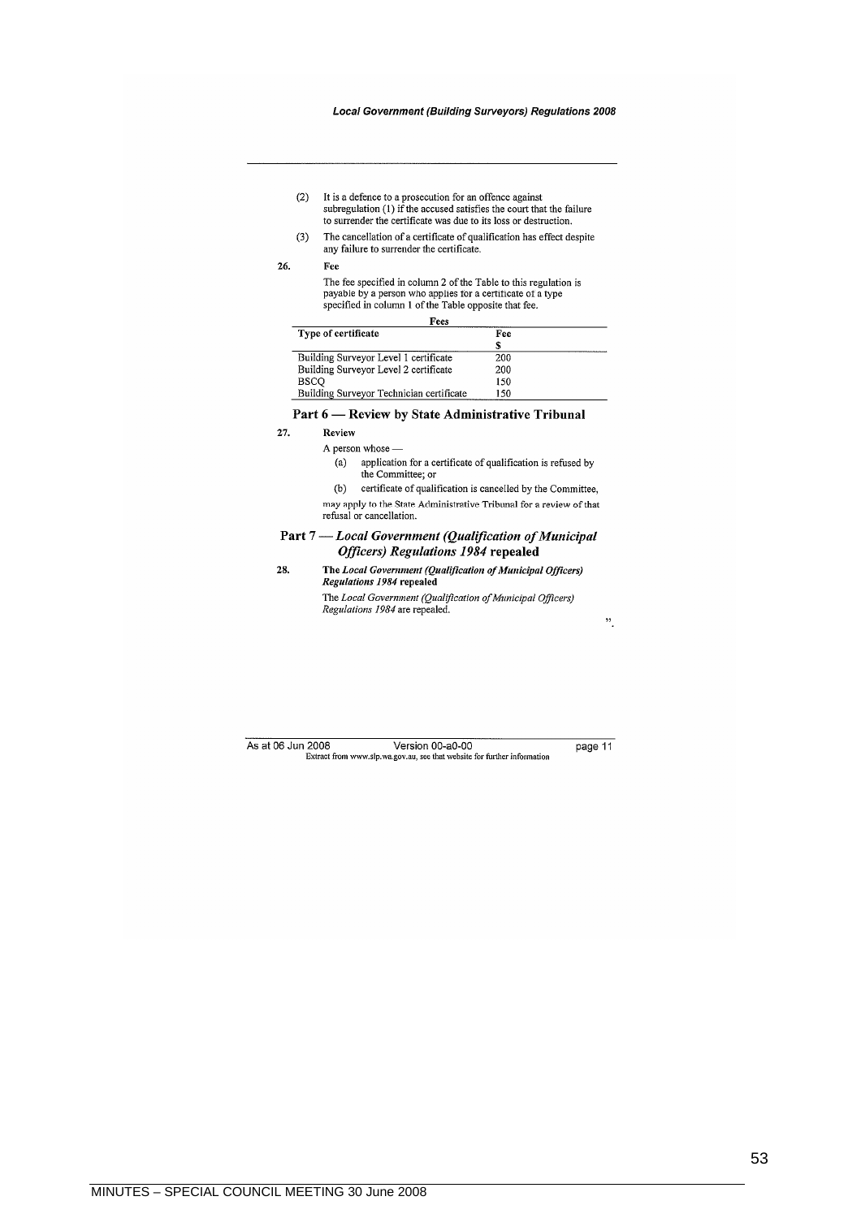(2) It is a defence to a prosecution for an offence against subregulation (1) if the accused satisfies the court that the failure to surrender the certificate was due to its loss or destruction.

(3) The cancellation of a certificate of qualification has effect despite any failure to surrender the certificate.

**26. Fee**

The fee specified in column 2 of the Table to this regulation is payable by a person who applies for a certificate of a type specified in column 1 of the Table opposite that fee.

**Fees**

| Type of certificate | Fee $ |
|---|---|
| Building Surveyor Level 1 certificate | 200 |
| Building Surveyor Level 2 certificate | 200 |
| BSCQ | 150 |
| Building Surveyor Technician certificate | 150 |

## Part 6 — Review by State Administrative Tribunal

**27. Review**

A person whose —

(a) application for a certificate of qualification is refused by the Committee; or

(b) certificate of qualification is cancelled by the Committee,

may apply to the State Administrative Tribunal for a review of that refusal or cancellation.

## Part 7 — *Local Government (Qualification of Municipal Officers) Regulations 1984* repealed

**28. The *Local Government (Qualification of Municipal Officers) Regulations 1984* repealed**

The *Local Government (Qualification of Municipal Officers) Regulations 1984* are repealed.

".

As at 06 Jun 2008 Version 00-a0-00 page 11
Extract from www.slp.wa.gov.au, see that website for further information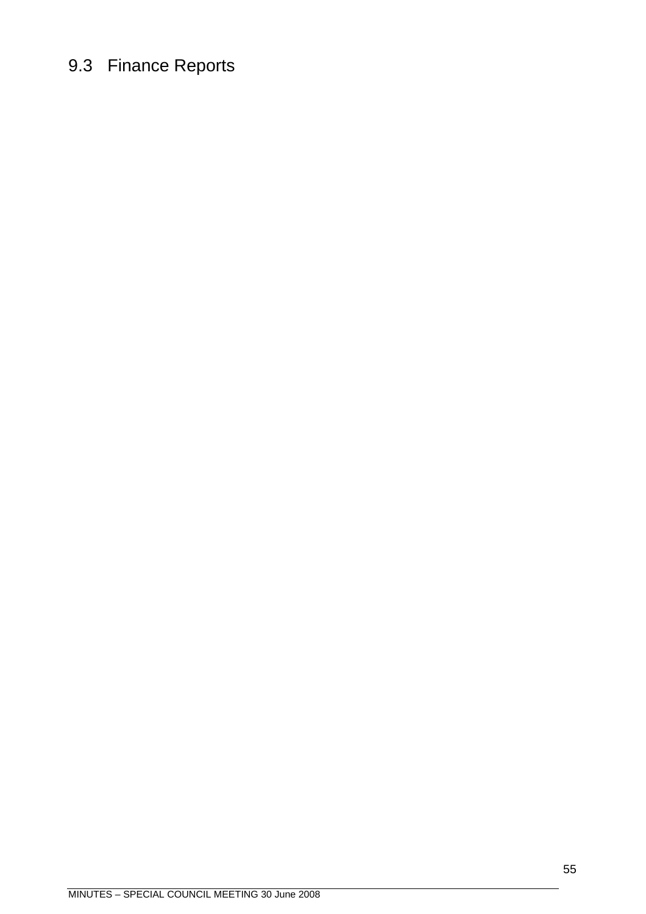# 9.3 Finance Reports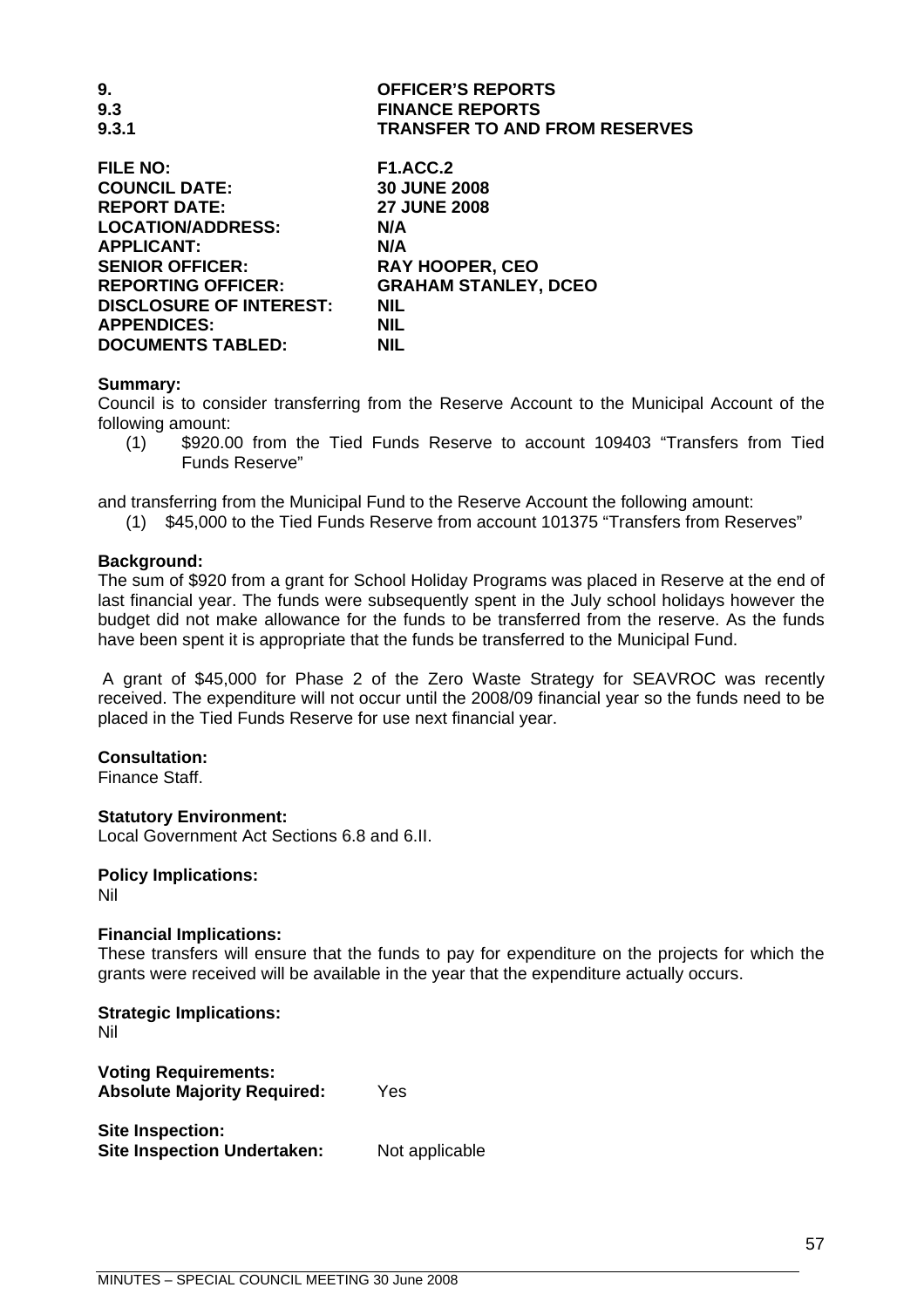**9.** **OFFICER'S REPORTS**
**9.3** **FINANCE REPORTS**
**9.3.1** **TRANSFER TO AND FROM RESERVES**

| | |
|---|---|
| **FILE NO:** | **F1.ACC.2** |
| **COUNCIL DATE:** | **30 JUNE 2008** |
| **REPORT DATE:** | **27 JUNE 2008** |
| **LOCATION/ADDRESS:** | **N/A** |
| **APPLICANT:** | **N/A** |
| **SENIOR OFFICER:** | **RAY HOOPER, CEO** |
| **REPORTING OFFICER:** | **GRAHAM STANLEY, DCEO** |
| **DISCLOSURE OF INTEREST:** | **NIL** |
| **APPENDICES:** | **NIL** |
| **DOCUMENTS TABLED:** | **NIL** |

**Summary:**
Council is to consider transferring from the Reserve Account to the Municipal Account of the following amount:

(1) $920.00 from the Tied Funds Reserve to account 109403 "Transfers from Tied Funds Reserve"

and transferring from the Municipal Fund to the Reserve Account the following amount:

(1) $45,000 to the Tied Funds Reserve from account 101375 "Transfers from Reserves"

**Background:**
The sum of $920 from a grant for School Holiday Programs was placed in Reserve at the end of last financial year. The funds were subsequently spent in the July school holidays however the budget did not make allowance for the funds to be transferred from the reserve. As the funds have been spent it is appropriate that the funds be transferred to the Municipal Fund.

A grant of $45,000 for Phase 2 of the Zero Waste Strategy for SEAVROC was recently received. The expenditure will not occur until the 2008/09 financial year so the funds need to be placed in the Tied Funds Reserve for use next financial year.

**Consultation:**
Finance Staff.

**Statutory Environment:**
Local Government Act Sections 6.8 and 6.II.

**Policy Implications:**
Nil

**Financial Implications:**
These transfers will ensure that the funds to pay for expenditure on the projects for which the grants were received will be available in the year that the expenditure actually occurs.

**Strategic Implications:**
Nil

**Voting Requirements:**
**Absolute Majority Required:** Yes

**Site Inspection:**
**Site Inspection Undertaken:** Not applicable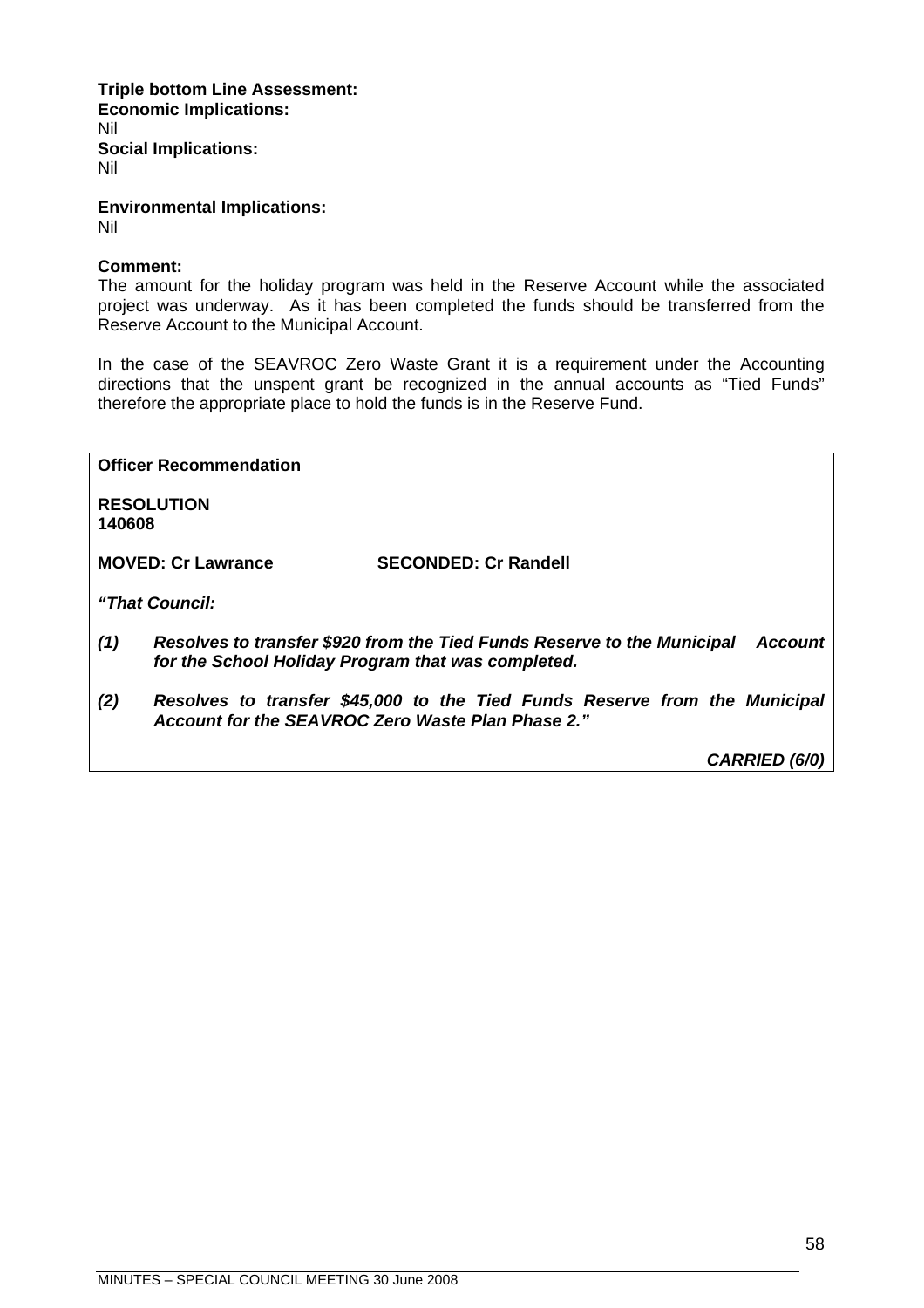**Triple bottom Line Assessment:**
**Economic Implications:**
Nil
**Social Implications:**
Nil

**Environmental Implications:**
Nil

**Comment:**
The amount for the holiday program was held in the Reserve Account while the associated project was underway. As it has been completed the funds should be transferred from the Reserve Account to the Municipal Account.

In the case of the SEAVROC Zero Waste Grant it is a requirement under the Accounting directions that the unspent grant be recognized in the annual accounts as "Tied Funds" therefore the appropriate place to hold the funds is in the Reserve Fund.

**Officer Recommendation**

**RESOLUTION**
**140608**

**MOVED: Cr Lawrance** **SECONDED: Cr Randell**

***"That Council:***

***(1) Resolves to transfer $920 from the Tied Funds Reserve to the Municipal Account for the School Holiday Program that was completed.***

***(2) Resolves to transfer $45,000 to the Tied Funds Reserve from the Municipal Account for the SEAVROC Zero Waste Plan Phase 2."***

***CARRIED (6/0)***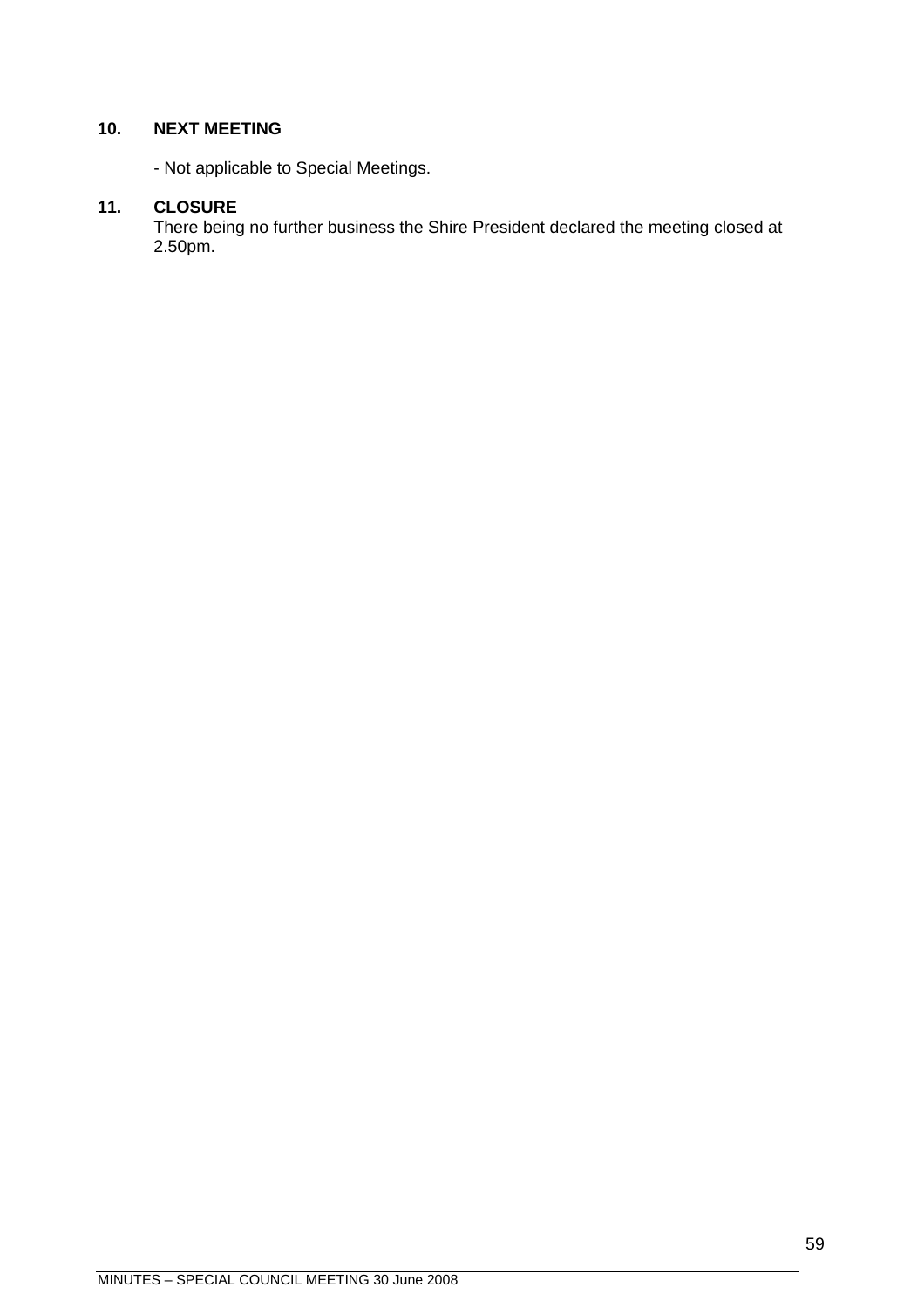## 10. NEXT MEETING

- Not applicable to Special Meetings.

## 11. CLOSURE

There being no further business the Shire President declared the meeting closed at 2.50pm.